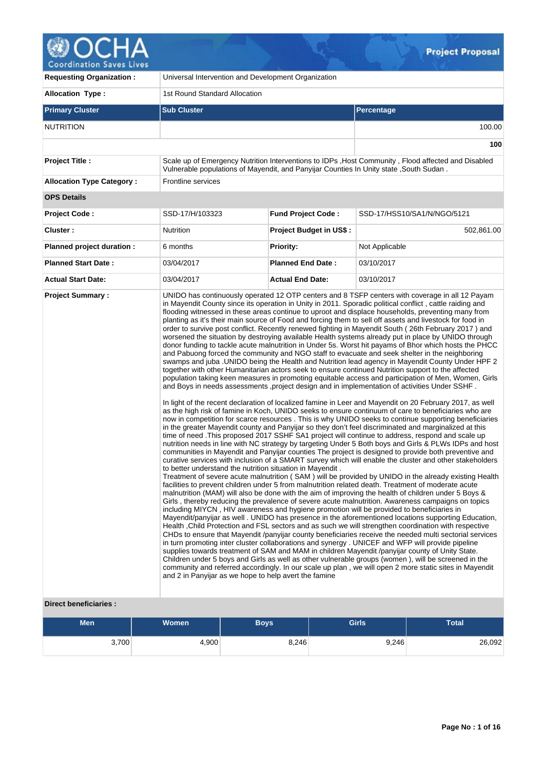| Requesting Organization : | Universal Intervention and Development Organization | | |
|---|---|---|---|
| Allocation Type : | 1st Round Standard Allocation | | |

| Primary Cluster | Sub Cluster | Percentage |
|---|---|---|
| NUTRITION | | 100.00 |
| | | **100** |

| | | | |
|---|---|---|---|
| **Project Title :** | Scale up of Emergency Nutrition Interventions to IDPs ,Host Community , Flood affected and Disabled Vulnerable populations of Mayendit, and Panyijar Counties In Unity state ,South Sudan . | | |
| **Allocation Type Category :** | Frontline services | | |
| **OPS Details** | | | |
| **Project Code :** | SSD-17/H/103323 | **Fund Project Code :** | SSD-17/HSS10/SA1/N/NGO/5121 |
| **Cluster :** | Nutrition | **Project Budget in US$ :** | 502,861.00 |
| **Planned project duration :** | 6 months | **Priority:** | Not Applicable |
| **Planned Start Date :** | 03/04/2017 | **Planned End Date :** | 03/10/2017 |
| **Actual Start Date:** | 03/04/2017 | **Actual End Date:** | 03/10/2017 |

**Project Summary :**

UNIDO has continuously operated 12 OTP centers and 8 TSFP centers with coverage in all 12 Payam in Mayendit County since its operation in Unity in 2011. Sporadic political conflict , cattle raiding and flooding witnessed in these areas continue to uproot and displace households, preventing many from planting as it's their main source of Food and forcing them to sell off assets and livestock for food in order to survive post conflict. Recently renewed fighting in Mayendit South ( 26th February 2017 ) and worsened the situation by destroying available Health systems already put in place by UNIDO through donor funding to tackle acute malnutrition in Under 5s. Worst hit payams of Bhor which hosts the PHCC and Pabuong forced the community and NGO staff to evacuate and seek shelter in the neighboring swamps and juba .UNIDO being the Health and Nutrition lead agency in Mayendit County Under HPF 2 together with other Humanitarian actors seek to ensure continued Nutrition support to the affected population taking keen measures in promoting equitable access and participation of Men, Women, Girls and Boys in needs assessments ,project design and in implementation of activities Under SSHF .

In light of the recent declaration of localized famine in Leer and Mayendit on 20 February 2017, as well as the high risk of famine in Koch, UNIDO seeks to ensure continuum of care to beneficiaries who are now in competition for scarce resources . This is why UNIDO seeks to continue supporting beneficiaries in the greater Mayendit county and Panyijar so they don't feel discriminated and marginalized at this time of need .This proposed 2017 SSHF SA1 project will continue to address, respond and scale up nutrition needs in line with NC strategy by targeting Under 5 Both boys and Girls & PLWs IDPs and host communities in Mayendit and Panyijar counties The project is designed to provide both preventive and curative services with inclusion of a SMART survey which will enable the cluster and other stakeholders to better understand the nutrition situation in Mayendit .
Treatment of severe acute malnutrition ( SAM ) will be provided by UNIDO in the already existing Health facilities to prevent children under 5 from malnutrition related death. Treatment of moderate acute malnutrition (MAM) will also be done with the aim of improving the health of children under 5 Boys & Girls , thereby reducing the prevalence of severe acute malnutrition. Awareness campaigns on topics including MIYCN , HIV awareness and hygiene promotion will be provided to beneficiaries in Mayendit/panyijar as well . UNIDO has presence in the aforementioned locations supporting Education, Health ,Child Protection and FSL sectors and as such we will strengthen coordination with respective CHDs to ensure that Mayendit /panyijar county beneficiaries receive the needed multi sectorial services in turn promoting inter cluster collaborations and synergy . UNICEF and WFP will provide pipeline supplies towards treatment of SAM and MAM in children Mayendit /panyijar county of Unity State. Children under 5 boys and Girls as well as other vulnerable groups (women ), will be screened in the community and referred accordingly. In our scale up plan , we will open 2 more static sites in Mayendit and 2 in Panyijar as we hope to help avert the famine

**Direct beneficiaries :**

| Men | Women | Boys | Girls | Total |
|---|---|---|---|---|
| 3,700 | 4,900 | 8,246 | 9,246 | 26,092 |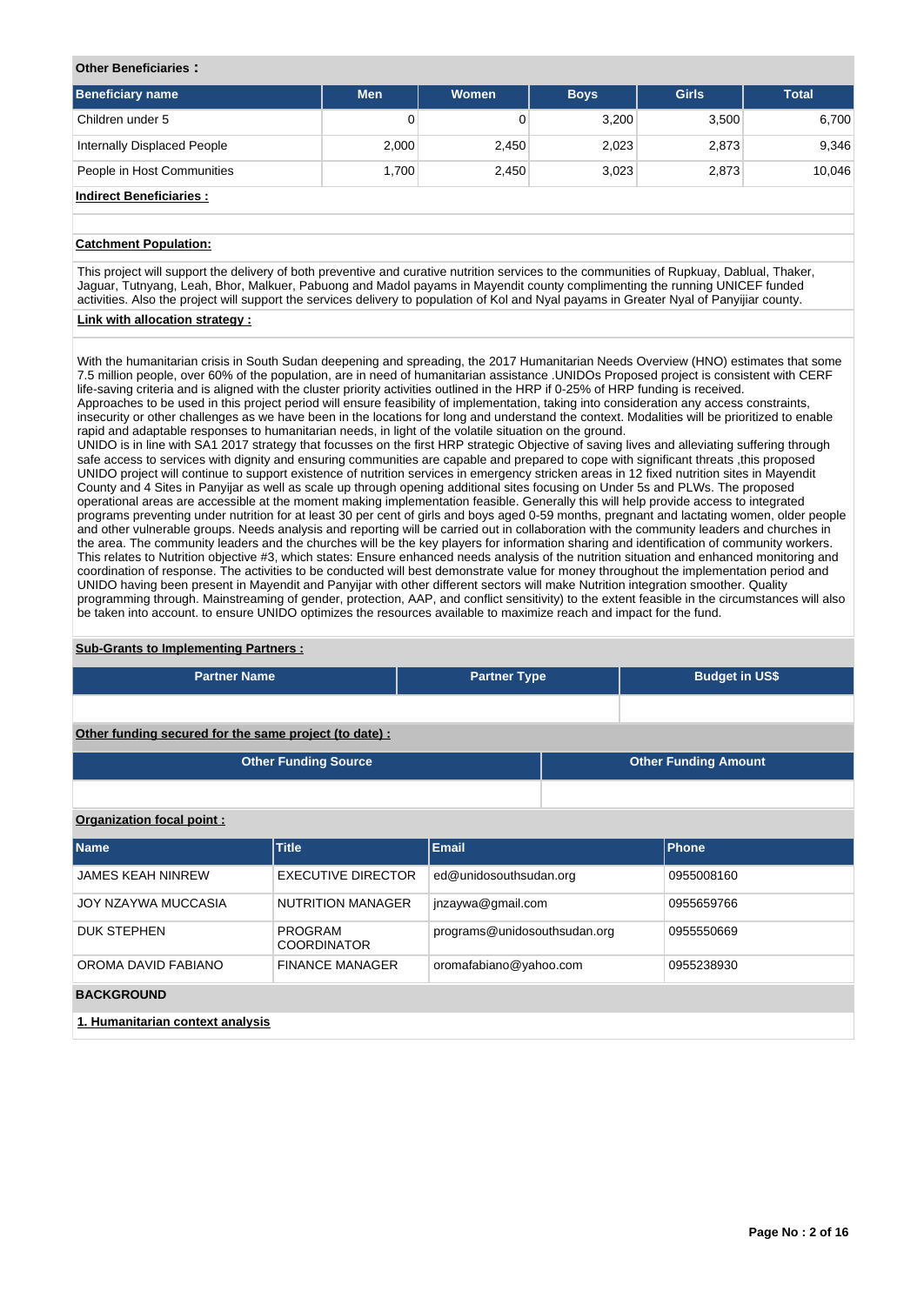**Other Beneficiaries :**

| Beneficiary name | Men | Women | Boys | Girls | Total |
|---|---|---|---|---|---|
| Children under 5 | 0 | 0 | 3,200 | 3,500 | 6,700 |
| Internally Displaced People | 2,000 | 2,450 | 2,023 | 2,873 | 9,346 |
| People in Host Communities | 1,700 | 2,450 | 3,023 | 2,873 | 10,046 |

**Indirect Beneficiaries :**

**Catchment Population:**

This project will support the delivery of both preventive and curative nutrition services to the communities of Rupkuay, Dablual, Thaker, Jaguar, Tutnyang, Leah, Bhor, Malkuer, Pabuong and Madol payams in Mayendit county complimenting the running UNICEF funded activities. Also the project will support the services delivery to population of Kol and Nyal payams in Greater Nyal of Panyijiar county.

**Link with allocation strategy :**

With the humanitarian crisis in South Sudan deepening and spreading, the 2017 Humanitarian Needs Overview (HNO) estimates that some 7.5 million people, over 60% of the population, are in need of humanitarian assistance .UNIDOs Proposed project is consistent with CERF life-saving criteria and is aligned with the cluster priority activities outlined in the HRP if 0-25% of HRP funding is received.
Approaches to be used in this project period will ensure feasibility of implementation, taking into consideration any access constraints, insecurity or other challenges as we have been in the locations for long and understand the context. Modalities will be prioritized to enable rapid and adaptable responses to humanitarian needs, in light of the volatile situation on the ground.
UNIDO is in line with SA1 2017 strategy that focusses on the first HRP strategic Objective of saving lives and alleviating suffering through safe access to services with dignity and ensuring communities are capable and prepared to cope with significant threats ,this proposed UNIDO project will continue to support existence of nutrition services in emergency stricken areas in 12 fixed nutrition sites in Mayendit County and 4 Sites in Panyijar as well as scale up through opening additional sites focusing on Under 5s and PLWs. The proposed operational areas are accessible at the moment making implementation feasible. Generally this will help provide access to integrated programs preventing under nutrition for at least 30 per cent of girls and boys aged 0-59 months, pregnant and lactating women, older people and other vulnerable groups. Needs analysis and reporting will be carried out in collaboration with the community leaders and churches in the area. The community leaders and the churches will be the key players for information sharing and identification of community workers. This relates to Nutrition objective #3, which states: Ensure enhanced needs analysis of the nutrition situation and enhanced monitoring and coordination of response. The activities to be conducted will best demonstrate value for money throughout the implementation period and UNIDO having been present in Mayendit and Panyijar with other different sectors will make Nutrition integration smoother. Quality programming through. Mainstreaming of gender, protection, AAP, and conflict sensitivity) to the extent feasible in the circumstances will also be taken into account. to ensure UNIDO optimizes the resources available to maximize reach and impact for the fund.

**Sub-Grants to Implementing Partners :**

| Partner Name | Partner Type | Budget in US$ |
|---|---|---|
| | | |

**Other funding secured for the same project (to date) :**

| Other Funding Source | Other Funding Amount |
|---|---|
| | |

**Organization focal point :**

| Name | Title | Email | Phone |
|---|---|---|---|
| JAMES KEAH NINREW | EXECUTIVE DIRECTOR | ed@unidosouthsudan.org | 0955008160 |
| JOY NZAYWA MUCCASIA | NUTRITION MANAGER | jnzaywa@gmail.com | 0955659766 |
| DUK STEPHEN | PROGRAM COORDINATOR | programs@unidosouthsudan.org | 0955550669 |
| OROMA DAVID FABIANO | FINANCE MANAGER | oromafabiano@yahoo.com | 0955238930 |

**BACKGROUND**

**1. Humanitarian context analysis**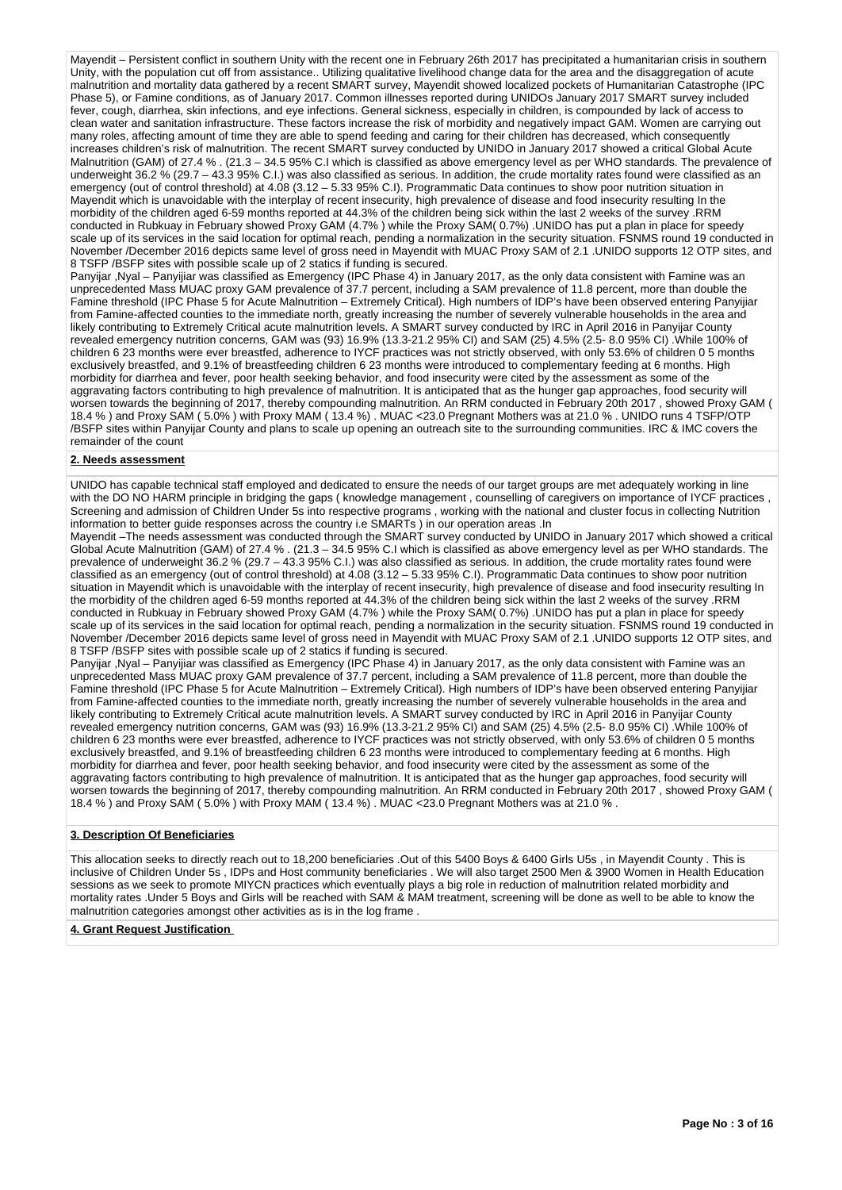Mayendit – Persistent conflict in southern Unity with the recent one in February 26th 2017 has precipitated a humanitarian crisis in southern Unity, with the population cut off from assistance.. Utilizing qualitative livelihood change data for the area and the disaggregation of acute malnutrition and mortality data gathered by a recent SMART survey, Mayendit showed localized pockets of Humanitarian Catastrophe (IPC Phase 5), or Famine conditions, as of January 2017. Common illnesses reported during UNIDOs January 2017 SMART survey included fever, cough, diarrhea, skin infections, and eye infections. General sickness, especially in children, is compounded by lack of access to clean water and sanitation infrastructure. These factors increase the risk of morbidity and negatively impact GAM. Women are carrying out many roles, affecting amount of time they are able to spend feeding and caring for their children has decreased, which consequently increases children's risk of malnutrition. The recent SMART survey conducted by UNIDO in January 2017 showed a critical Global Acute Malnutrition (GAM) of 27.4 % . (21.3 – 34.5 95% C.I which is classified as above emergency level as per WHO standards. The prevalence of underweight 36.2 % (29.7 – 43.3 95% C.I.) was also classified as serious. In addition, the crude mortality rates found were classified as an emergency (out of control threshold) at 4.08 (3.12 – 5.33 95% C.I). Programmatic Data continues to show poor nutrition situation in Mayendit which is unavoidable with the interplay of recent insecurity, high prevalence of disease and food insecurity resulting In the morbidity of the children aged 6-59 months reported at 44.3% of the children being sick within the last 2 weeks of the survey .RRM conducted in Rubkuay in February showed Proxy GAM (4.7% ) while the Proxy SAM( 0.7%) .UNIDO has put a plan in place for speedy scale up of its services in the said location for optimal reach, pending a normalization in the security situation. FSNMS round 19 conducted in November /December 2016 depicts same level of gross need in Mayendit with MUAC Proxy SAM of 2.1 .UNIDO supports 12 OTP sites, and 8 TSFP /BSFP sites with possible scale up of 2 statics if funding is secured.

Panyijar ,Nyal – Panyijiar was classified as Emergency (IPC Phase 4) in January 2017, as the only data consistent with Famine was an unprecedented Mass MUAC proxy GAM prevalence of 37.7 percent, including a SAM prevalence of 11.8 percent, more than double the Famine threshold (IPC Phase 5 for Acute Malnutrition – Extremely Critical). High numbers of IDP's have been observed entering Panyijiar from Famine-affected counties to the immediate north, greatly increasing the number of severely vulnerable households in the area and likely contributing to Extremely Critical acute malnutrition levels. A SMART survey conducted by IRC in April 2016 in Panyijar County revealed emergency nutrition concerns, GAM was (93) 16.9% (13.3-21.2 95% CI) and SAM (25) 4.5% (2.5- 8.0 95% CI) .While 100% of children 6 23 months were ever breastfed, adherence to IYCF practices was not strictly observed, with only 53.6% of children 0 5 months exclusively breastfed, and 9.1% of breastfeeding children 6 23 months were introduced to complementary feeding at 6 months. High morbidity for diarrhea and fever, poor health seeking behavior, and food insecurity were cited by the assessment as some of the aggravating factors contributing to high prevalence of malnutrition. It is anticipated that as the hunger gap approaches, food security will worsen towards the beginning of 2017, thereby compounding malnutrition. An RRM conducted in February 20th 2017 , showed Proxy GAM ( 18.4 % ) and Proxy SAM ( 5.0% ) with Proxy MAM ( 13.4 %) . MUAC <23.0 Pregnant Mothers was at 21.0 % . UNIDO runs 4 TSFP/OTP /BSFP sites within Panyijar County and plans to scale up opening an outreach site to the surrounding communities. IRC & IMC covers the remainder of the count

## 2. Needs assessment

UNIDO has capable technical staff employed and dedicated to ensure the needs of our target groups are met adequately working in line with the DO NO HARM principle in bridging the gaps ( knowledge management , counselling of caregivers on importance of IYCF practices , Screening and admission of Children Under 5s into respective programs , working with the national and cluster focus in collecting Nutrition information to better guide responses across the country i.e SMARTs ) in our operation areas .In

Mayendit –The needs assessment was conducted through the SMART survey conducted by UNIDO in January 2017 which showed a critical Global Acute Malnutrition (GAM) of 27.4 % . (21.3 – 34.5 95% C.I which is classified as above emergency level as per WHO standards. The prevalence of underweight 36.2 % (29.7 – 43.3 95% C.I.) was also classified as serious. In addition, the crude mortality rates found were classified as an emergency (out of control threshold) at 4.08 (3.12 – 5.33 95% C.I). Programmatic Data continues to show poor nutrition situation in Mayendit which is unavoidable with the interplay of recent insecurity, high prevalence of disease and food insecurity resulting In the morbidity of the children aged 6-59 months reported at 44.3% of the children being sick within the last 2 weeks of the survey .RRM conducted in Rubkuay in February showed Proxy GAM (4.7% ) while the Proxy SAM( 0.7%) .UNIDO has put a plan in place for speedy scale up of its services in the said location for optimal reach, pending a normalization in the security situation. FSNMS round 19 conducted in November /December 2016 depicts same level of gross need in Mayendit with MUAC Proxy SAM of 2.1 .UNIDO supports 12 OTP sites, and 8 TSFP /BSFP sites with possible scale up of 2 statics if funding is secured.

Panyijar ,Nyal – Panyijiar was classified as Emergency (IPC Phase 4) in January 2017, as the only data consistent with Famine was an unprecedented Mass MUAC proxy GAM prevalence of 37.7 percent, including a SAM prevalence of 11.8 percent, more than double the Famine threshold (IPC Phase 5 for Acute Malnutrition – Extremely Critical). High numbers of IDP's have been observed entering Panyijiar from Famine-affected counties to the immediate north, greatly increasing the number of severely vulnerable households in the area and likely contributing to Extremely Critical acute malnutrition levels. A SMART survey conducted by IRC in April 2016 in Panyijar County revealed emergency nutrition concerns, GAM was (93) 16.9% (13.3-21.2 95% CI) and SAM (25) 4.5% (2.5- 8.0 95% CI) .While 100% of children 6 23 months were ever breastfed, adherence to IYCF practices was not strictly observed, with only 53.6% of children 0 5 months exclusively breastfed, and 9.1% of breastfeeding children 6 23 months were introduced to complementary feeding at 6 months. High morbidity for diarrhea and fever, poor health seeking behavior, and food insecurity were cited by the assessment as some of the aggravating factors contributing to high prevalence of malnutrition. It is anticipated that as the hunger gap approaches, food security will worsen towards the beginning of 2017, thereby compounding malnutrition. An RRM conducted in February 20th 2017 , showed Proxy GAM ( 18.4 % ) and Proxy SAM ( 5.0% ) with Proxy MAM ( 13.4 %) . MUAC <23.0 Pregnant Mothers was at 21.0 % .

## 3. Description Of Beneficiaries

This allocation seeks to directly reach out to 18,200 beneficiaries .Out of this 5400 Boys & 6400 Girls U5s , in Mayendit County . This is inclusive of Children Under 5s , IDPs and Host community beneficiaries . We will also target 2500 Men & 3900 Women in Health Education sessions as we seek to promote MIYCN practices which eventually plays a big role in reduction of malnutrition related morbidity and mortality rates .Under 5 Boys and Girls will be reached with SAM & MAM treatment, screening will be done as well to be able to know the malnutrition categories amongst other activities as is in the log frame .

## 4. Grant Request Justification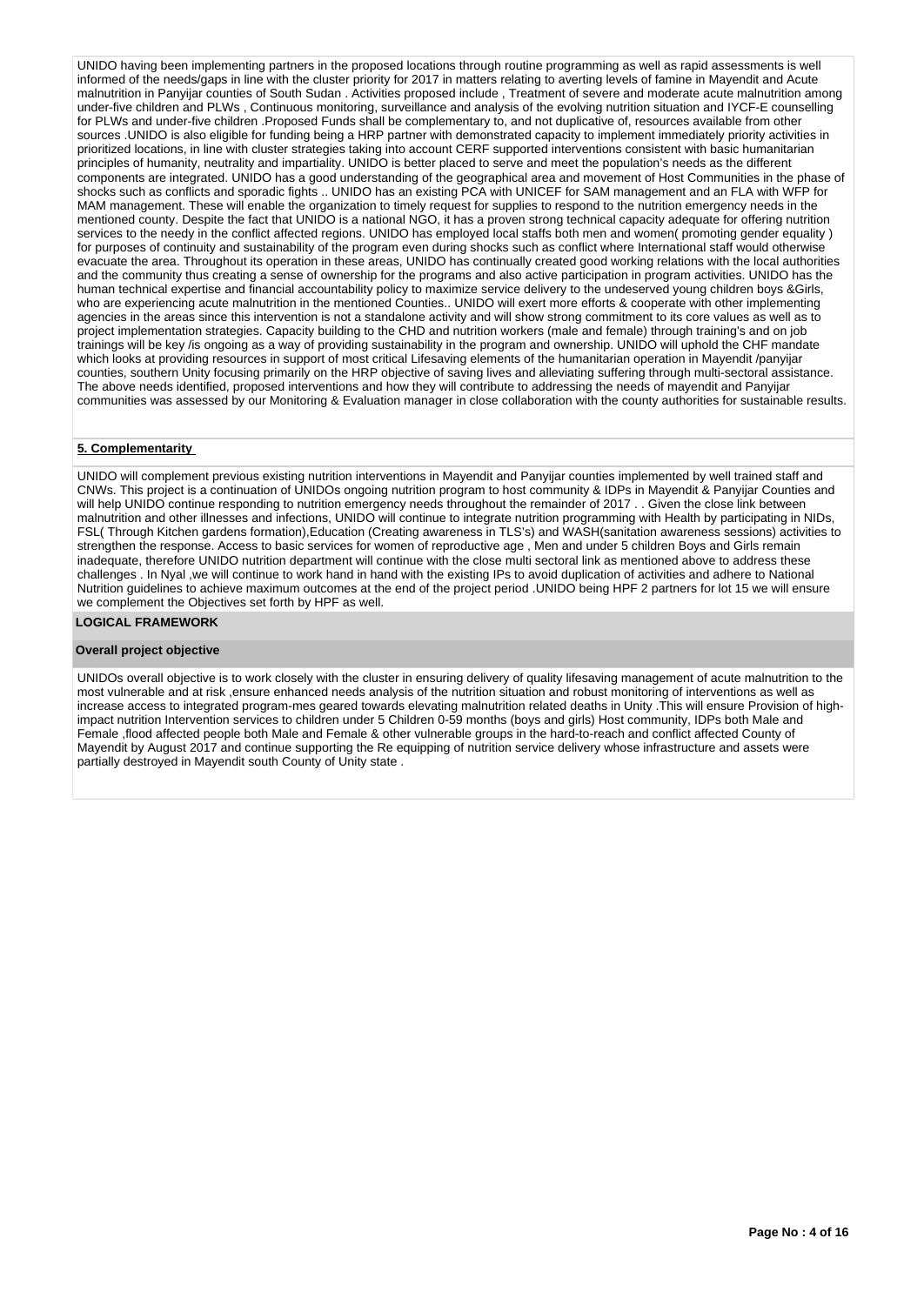UNIDO having been implementing partners in the proposed locations through routine programming as well as rapid assessments is well informed of the needs/gaps in line with the cluster priority for 2017 in matters relating to averting levels of famine in Mayendit and Acute malnutrition in Panyijar counties of South Sudan . Activities proposed include , Treatment of severe and moderate acute malnutrition among under-five children and PLWs , Continuous monitoring, surveillance and analysis of the evolving nutrition situation and IYCF-E counselling for PLWs and under-five children .Proposed Funds shall be complementary to, and not duplicative of, resources available from other sources .UNIDO is also eligible for funding being a HRP partner with demonstrated capacity to implement immediately priority activities in prioritized locations, in line with cluster strategies taking into account CERF supported interventions consistent with basic humanitarian principles of humanity, neutrality and impartiality. UNIDO is better placed to serve and meet the population's needs as the different components are integrated. UNIDO has a good understanding of the geographical area and movement of Host Communities in the phase of shocks such as conflicts and sporadic fights .. UNIDO has an existing PCA with UNICEF for SAM management and an FLA with WFP for MAM management. These will enable the organization to timely request for supplies to respond to the nutrition emergency needs in the mentioned county. Despite the fact that UNIDO is a national NGO, it has a proven strong technical capacity adequate for offering nutrition services to the needy in the conflict affected regions. UNIDO has employed local staffs both men and women( promoting gender equality ) for purposes of continuity and sustainability of the program even during shocks such as conflict where International staff would otherwise evacuate the area. Throughout its operation in these areas, UNIDO has continually created good working relations with the local authorities and the community thus creating a sense of ownership for the programs and also active participation in program activities. UNIDO has the human technical expertise and financial accountability policy to maximize service delivery to the undeserved young children boys &Girls, who are experiencing acute malnutrition in the mentioned Counties.. UNIDO will exert more efforts & cooperate with other implementing agencies in the areas since this intervention is not a standalone activity and will show strong commitment to its core values as well as to project implementation strategies. Capacity building to the CHD and nutrition workers (male and female) through training's and on job trainings will be key /is ongoing as a way of providing sustainability in the program and ownership. UNIDO will uphold the CHF mandate which looks at providing resources in support of most critical Lifesaving elements of the humanitarian operation in Mayendit /panyijar counties, southern Unity focusing primarily on the HRP objective of saving lives and alleviating suffering through multi-sectoral assistance. The above needs identified, proposed interventions and how they will contribute to addressing the needs of mayendit and Panyijar communities was assessed by our Monitoring & Evaluation manager in close collaboration with the county authorities for sustainable results.

**5. Complementarity**

UNIDO will complement previous existing nutrition interventions in Mayendit and Panyijar counties implemented by well trained staff and CNWs. This project is a continuation of UNIDOs ongoing nutrition program to host community & IDPs in Mayendit & Panyijar Counties and will help UNIDO continue responding to nutrition emergency needs throughout the remainder of 2017 . . Given the close link between malnutrition and other illnesses and infections, UNIDO will continue to integrate nutrition programming with Health by participating in NIDs, FSL( Through Kitchen gardens formation),Education (Creating awareness in TLS's) and WASH(sanitation awareness sessions) activities to strengthen the response. Access to basic services for women of reproductive age , Men and under 5 children Boys and Girls remain inadequate, therefore UNIDO nutrition department will continue with the close multi sectoral link as mentioned above to address these challenges . In Nyal ,we will continue to work hand in hand with the existing IPs to avoid duplication of activities and adhere to National Nutrition guidelines to achieve maximum outcomes at the end of the project period .UNIDO being HPF 2 partners for lot 15 we will ensure we complement the Objectives set forth by HPF as well.

**LOGICAL FRAMEWORK**

**Overall project objective**

UNIDOs overall objective is to work closely with the cluster in ensuring delivery of quality lifesaving management of acute malnutrition to the most vulnerable and at risk ,ensure enhanced needs analysis of the nutrition situation and robust monitoring of interventions as well as increase access to integrated program-mes geared towards elevating malnutrition related deaths in Unity .This will ensure Provision of high-impact nutrition Intervention services to children under 5 Children 0-59 months (boys and girls) Host community, IDPs both Male and Female ,flood affected people both Male and Female & other vulnerable groups in the hard-to-reach and conflict affected County of Mayendit by August 2017 and continue supporting the Re equipping of nutrition service delivery whose infrastructure and assets were partially destroyed in Mayendit south County of Unity state .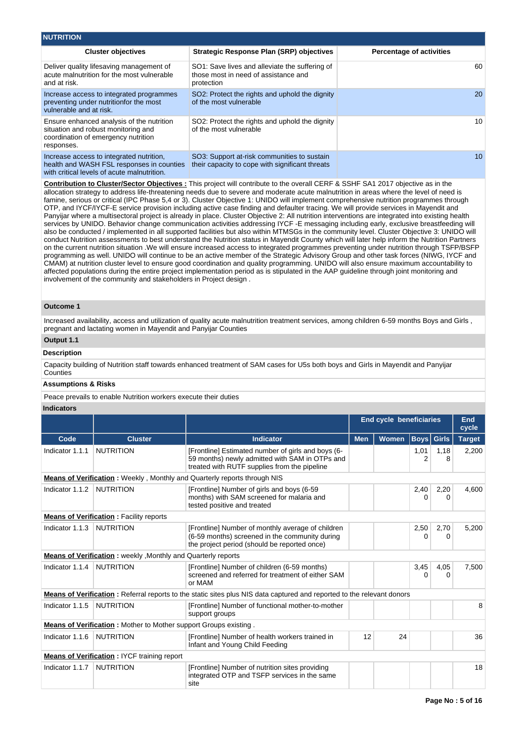## NUTRITION

| Cluster objectives | Strategic Response Plan (SRP) objectives | Percentage of activities |
|---|---|---|
| Deliver quality lifesaving management of acute malnutrition for the most vulnerable and at risk. | SO1: Save lives and alleviate the suffering of those most in need of assistance and protection | 60 |
| Increase access to integrated programmes preventing under nutritionfor the most vulnerable and at risk. | SO2: Protect the rights and uphold the dignity of the most vulnerable | 20 |
| Ensure enhanced analysis of the nutrition situation and robust monitoring and coordination of emergency nutrition responses. | SO2: Protect the rights and uphold the dignity of the most vulnerable | 10 |
| Increase access to integrated nutrition, health and WASH FSL responses in counties with critical levels of acute malnutrition. | SO3: Support at-risk communities to sustain their capacity to cope with significant threats | 10 |

**Contribution to Cluster/Sector Objectives :** This project will contribute to the overall CERF & SSHF SA1 2017 objective as in the allocation strategy to address life-threatening needs due to severe and moderate acute malnutrition in areas where the level of need is famine, serious or critical (IPC Phase 5,4 or 3). Cluster Objective 1: UNIDO will implement comprehensive nutrition programmes through OTP, and IYCF/IYCF-E service provision including active case finding and defaulter tracing. We will provide services in Mayendit and Panyijar where a multisectoral project is already in place. Cluster Objective 2: All nutrition interventions are integrated into existing health services by UNIDO. Behavior change communication activities addressing IYCF -E messaging including early, exclusive breastfeeding will also be conducted / implemented in all supported facilities but also within MTMSGs in the community level. Cluster Objective 3: UNIDO will conduct Nutrition assessments to best understand the Nutrition status in Mayendit County which will later help inform the Nutrition Partners on the current nutrition situation .We will ensure increased access to integrated programmes preventing under nutrition through TSFP/BSFP programming as well. UNIDO will continue to be an active member of the Strategic Advisory Group and other task forces (NIWG, IYCF and CMAM) at nutrition cluster level to ensure good coordination and quality programming. UNIDO will also ensure maximum accountability to affected populations during the entire project implementation period as is stipulated in the AAP guideline through joint monitoring and involvement of the community and stakeholders in Project design .

### Outcome 1

Increased availability, access and utilization of quality acute malnutrition treatment services, among children 6-59 months Boys and Girls , pregnant and lactating women in Mayendit and Panyijar Counties

### Output 1.1

**Description**

Capacity building of Nutrition staff towards enhanced treatment of SAM cases for U5s both boys and Girls in Mayendit and Panyijar Counties

**Assumptions & Risks**

Peace prevails to enable Nutrition workers execute their duties

**Indicators**

| | | | End cycle beneficiaries | | | | End cycle |
|---|---|---|---|---|---|---|---|
| Code | Cluster | Indicator | Men | Women | Boys | Girls | Target |
| Indicator 1.1.1 | NUTRITION | [Frontline] Estimated number of girls and boys (6-59 months) newly admitted with SAM in OTPs and treated with RUTF supplies from the pipeline | | | 1,012 | 1,188 | 2,200 |
| **Means of Verification :** Weekly , Monthly and Quarterly reports through NIS | | | | | | | |
| Indicator 1.1.2 | NUTRITION | [Frontline] Number of girls and boys (6-59 months) with SAM screened for malaria and tested positive and treated | | | 2,400 | 2,200 | 4,600 |
| **Means of Verification :** Facility reports | | | | | | | |
| Indicator 1.1.3 | NUTRITION | [Frontline] Number of monthly average of children (6-59 months) screened in the community during the project period (should be reported once) | | | 2,500 | 2,700 | 5,200 |
| **Means of Verification :** weekly ,Monthly and Quarterly reports | | | | | | | |
| Indicator 1.1.4 | NUTRITION | [Frontline] Number of children (6-59 months) screened and referred for treatment of either SAM or MAM | | | 3,450 | 4,050 | 7,500 |
| **Means of Verification :** Referral reports to the static sites plus NIS data captured and reported to the relevant donors | | | | | | | |
| Indicator 1.1.5 | NUTRITION | [Frontline] Number of functional mother-to-mother support groups | | | | | 8 |
| **Means of Verification :** Mother to Mother support Groups existing . | | | | | | | |
| Indicator 1.1.6 | NUTRITION | [Frontline] Number of health workers trained in Infant and Young Child Feeding | 12 | 24 | | | 36 |
| **Means of Verification :** IYCF training report | | | | | | | |
| Indicator 1.1.7 | NUTRITION | [Frontline] Number of nutrition sites providing integrated OTP and TSFP services in the same site | | | | | 18 |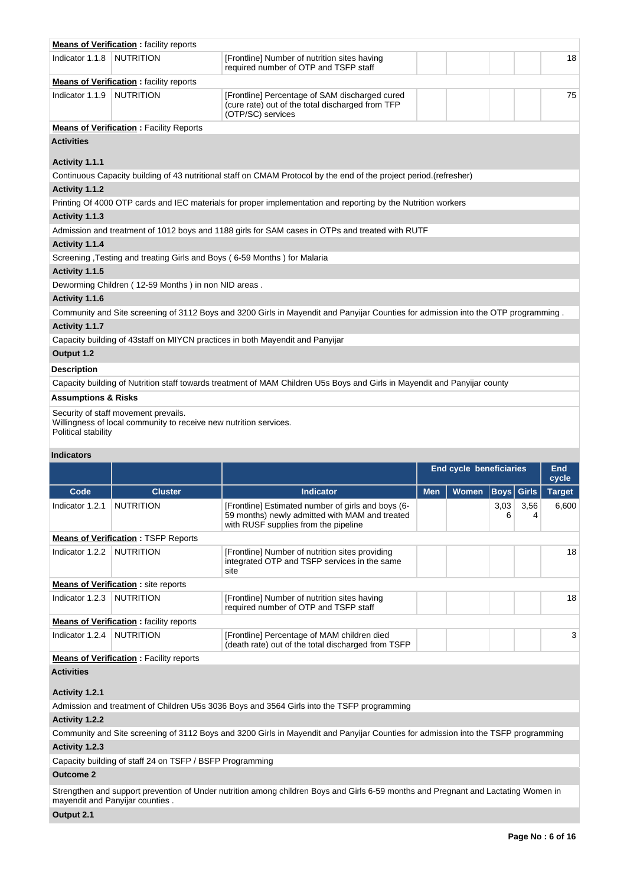**Means of Verification :** facility reports

| Indicator 1.1.8 | NUTRITION | [Frontline] Number of nutrition sites having required number of OTP and TSFP staff | | | | | 18 |
|---|---|---|---|---|---|---|---|

**Means of Verification :** facility reports

| Indicator 1.1.9 | NUTRITION | [Frontline] Percentage of SAM discharged cured (cure rate) out of the total discharged from TFP (OTP/SC) services | | | | | 75 |
|---|---|---|---|---|---|---|---|

**Means of Verification :** Facility Reports

**Activities**

**Activity 1.1.1**

Continuous Capacity building of 43 nutritional staff on CMAM Protocol by the end of the project period.(refresher)

**Activity 1.1.2**

Printing Of 4000 OTP cards and IEC materials for proper implementation and reporting by the Nutrition workers

**Activity 1.1.3**

Admission and treatment of 1012 boys and 1188 girls for SAM cases in OTPs and treated with RUTF

**Activity 1.1.4**

Screening ,Testing and treating Girls and Boys ( 6-59 Months ) for Malaria

**Activity 1.1.5**

Deworming Children ( 12-59 Months ) in non NID areas .

**Activity 1.1.6**

Community and Site screening of 3112 Boys and 3200 Girls in Mayendit and Panyijar Counties for admission into the OTP programming .

**Activity 1.1.7**

Capacity building of 43staff on MIYCN practices in both Mayendit and Panyijar

**Output 1.2**

**Description**

Capacity building of Nutrition staff towards treatment of MAM Children U5s Boys and Girls in Mayendit and Panyijar county

**Assumptions & Risks**

Security of staff movement prevails.
Willingness of local community to receive new nutrition services.
Political stability

**Indicators**

| | | | End cycle beneficiaries | | | | End cycle |
|---|---|---|---|---|---|---|---|
| **Code** | **Cluster** | **Indicator** | **Men** | **Women** | **Boys** | **Girls** | **Target** |
| Indicator 1.2.1 | NUTRITION | [Frontline] Estimated number of girls and boys (6-59 months) newly admitted with MAM and treated with RUSF supplies from the pipeline | | | 3,036 | 3,564 | 6,600 |
| **Means of Verification :** TSFP Reports | | | | | | | |
| Indicator 1.2.2 | NUTRITION | [Frontline] Number of nutrition sites providing integrated OTP and TSFP services in the same site | | | | | 18 |
| **Means of Verification :** site reports | | | | | | | |
| Indicator 1.2.3 | NUTRITION | [Frontline] Number of nutrition sites having required number of OTP and TSFP staff | | | | | 18 |
| **Means of Verification :** facility reports | | | | | | | |
| Indicator 1.2.4 | NUTRITION | [Frontline] Percentage of MAM children died (death rate) out of the total discharged from TSFP | | | | | 3 |

**Means of Verification :** Facility reports

**Activities**

**Activity 1.2.1**

Admission and treatment of Children U5s 3036 Boys and 3564 Girls into the TSFP programming

**Activity 1.2.2**

Community and Site screening of 3112 Boys and 3200 Girls in Mayendit and Panyijar Counties for admission into the TSFP programming

**Activity 1.2.3**

Capacity building of staff 24 on TSFP / BSFP Programming

**Outcome 2**

Strengthen and support prevention of Under nutrition among children Boys and Girls 6-59 months and Pregnant and Lactating Women in mayendit and Panyijar counties .

**Output 2.1**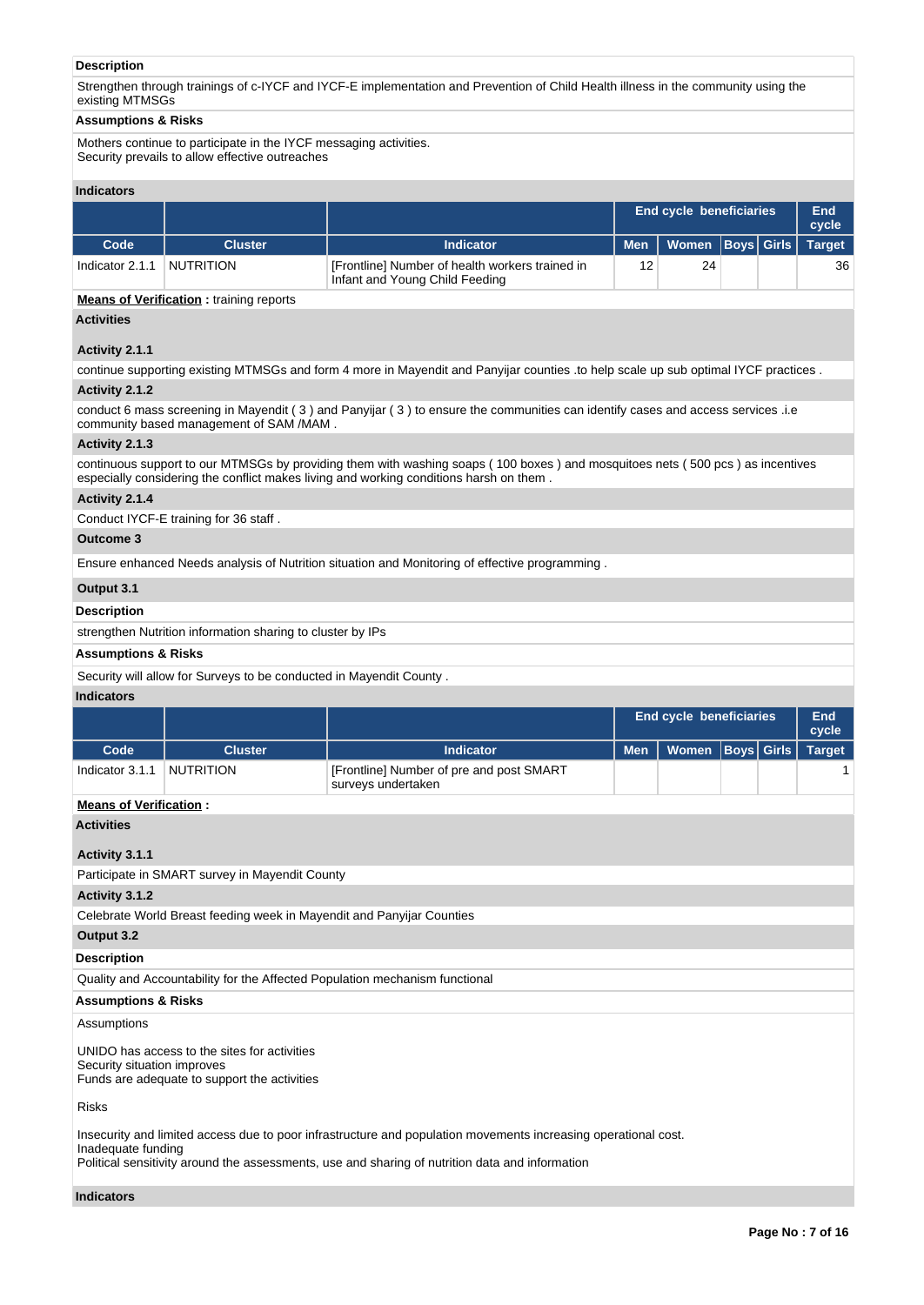**Description**

Strengthen through trainings of c-IYCF and IYCF-E implementation and Prevention of Child Health illness in the community using the existing MTMSGs

**Assumptions & Risks**

Mothers continue to participate in the IYCF messaging activities.
Security prevails to allow effective outreaches

**Indicators**

| | | | End cycle beneficiaries | | | | End cycle |
|---|---|---|---|---|---|---|---|
| **Code** | **Cluster** | **Indicator** | **Men** | **Women** | **Boys** | **Girls** | **Target** |
| Indicator 2.1.1 | NUTRITION | [Frontline] Number of health workers trained in Infant and Young Child Feeding | 12 | 24 | | | 36 |

**Means of Verification :** training reports

**Activities**

**Activity 2.1.1**

continue supporting existing MTMSGs and form 4 more in Mayendit and Panyijar counties .to help scale up sub optimal IYCF practices .

**Activity 2.1.2**

conduct 6 mass screening in Mayendit ( 3 ) and Panyijar ( 3 ) to ensure the communities can identify cases and access services .i.e community based management of SAM /MAM .

**Activity 2.1.3**

continuous support to our MTMSGs by providing them with washing soaps ( 100 boxes ) and mosquitoes nets ( 500 pcs ) as incentives especially considering the conflict makes living and working conditions harsh on them .

**Activity 2.1.4**

Conduct IYCF-E training for 36 staff .

**Outcome 3**

Ensure enhanced Needs analysis of Nutrition situation and Monitoring of effective programming .

**Output 3.1**

**Description**

strengthen Nutrition information sharing to cluster by IPs

**Assumptions & Risks**

Security will allow for Surveys to be conducted in Mayendit County .

**Indicators**

| | | | End cycle beneficiaries | | | | End cycle |
|---|---|---|---|---|---|---|---|
| **Code** | **Cluster** | **Indicator** | **Men** | **Women** | **Boys** | **Girls** | **Target** |
| Indicator 3.1.1 | NUTRITION | [Frontline] Number of pre and post SMART surveys undertaken | | | | | 1 |

**Means of Verification :**

**Activities**

**Activity 3.1.1**

Participate in SMART survey in Mayendit County

**Activity 3.1.2**

Celebrate World Breast feeding week in Mayendit and Panyijar Counties

**Output 3.2**

**Description**

Quality and Accountability for the Affected Population mechanism functional

**Assumptions & Risks**

Assumptions

UNIDO has access to the sites for activities
Security situation improves
Funds are adequate to support the activities

Risks

Insecurity and limited access due to poor infrastructure and population movements increasing operational cost.
Inadequate funding
Political sensitivity around the assessments, use and sharing of nutrition data and information

**Indicators**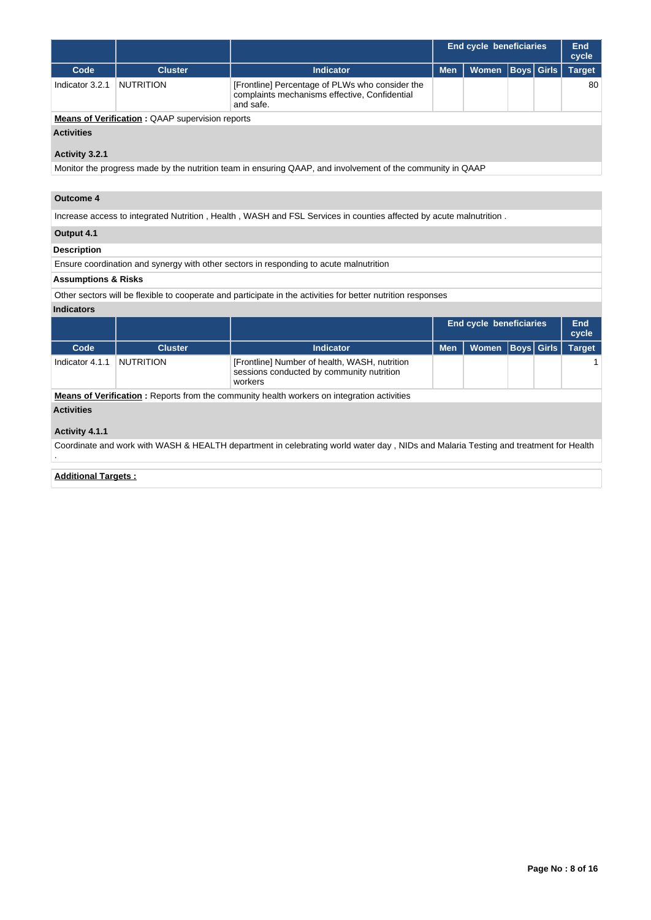| | | | End cycle beneficiaries | | | | End cycle |
|---|---|---|---|---|---|---|---|
| **Code** | **Cluster** | **Indicator** | **Men** | **Women** | **Boys** | **Girls** | **Target** |
| Indicator 3.2.1 | NUTRITION | [Frontline] Percentage of PLWs who consider the complaints mechanisms effective, Confidential and safe. | | | | | 80 |

**Means of Verification :** QAAP supervision reports

**Activities**

**Activity 3.2.1**

Monitor the progress made by the nutrition team in ensuring QAAP, and involvement of the community in QAAP

**Outcome 4**

Increase access to integrated Nutrition , Health , WASH and FSL Services in counties affected by acute malnutrition .

**Output 4.1**

**Description**

Ensure coordination and synergy with other sectors in responding to acute malnutrition

**Assumptions & Risks**

Other sectors will be flexible to cooperate and participate in the activities for better nutrition responses

**Indicators**

| | | | End cycle beneficiaries | | | | End cycle |
|---|---|---|---|---|---|---|---|
| **Code** | **Cluster** | **Indicator** | **Men** | **Women** | **Boys** | **Girls** | **Target** |
| Indicator 4.1.1 | NUTRITION | [Frontline] Number of health, WASH, nutrition sessions conducted by community nutrition workers | | | | | 1 |

**Means of Verification :** Reports from the community health workers on integration activities

**Activities**

**Activity 4.1.1**

Coordinate and work with WASH & HEALTH department in celebrating world water day , NIDs and Malaria Testing and treatment for Health .

**Additional Targets :**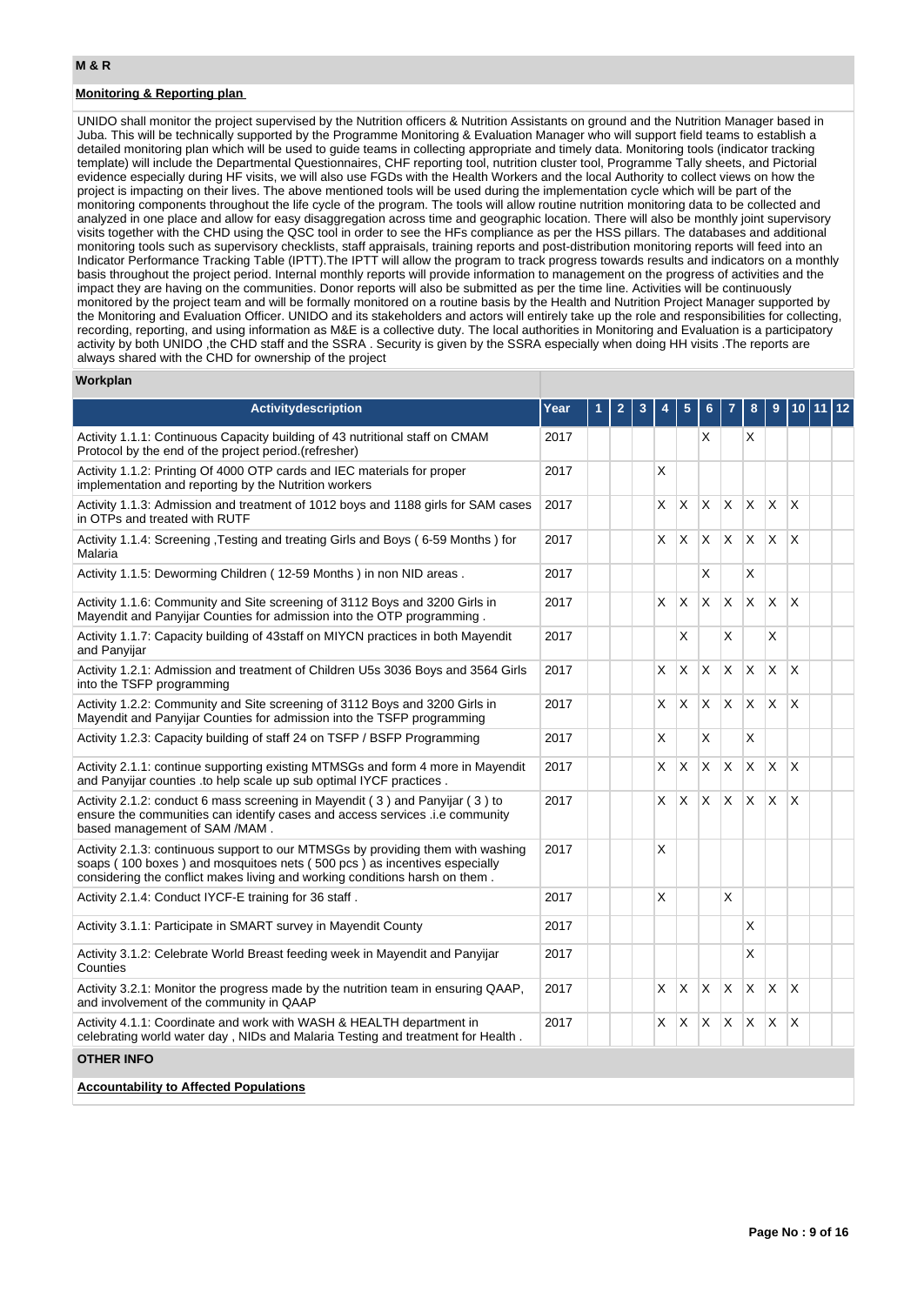## M & R

### Monitoring & Reporting plan

UNIDO shall monitor the project supervised by the Nutrition officers & Nutrition Assistants on ground and the Nutrition Manager based in Juba. This will be technically supported by the Programme Monitoring & Evaluation Manager who will support field teams to establish a detailed monitoring plan which will be used to guide teams in collecting appropriate and timely data. Monitoring tools (indicator tracking template) will include the Departmental Questionnaires, CHF reporting tool, nutrition cluster tool, Programme Tally sheets, and Pictorial evidence especially during HF visits, we will also use FGDs with the Health Workers and the local Authority to collect views on how the project is impacting on their lives. The above mentioned tools will be used during the implementation cycle which will be part of the monitoring components throughout the life cycle of the program. The tools will allow routine nutrition monitoring data to be collected and analyzed in one place and allow for easy disaggregation across time and geographic location. There will also be monthly joint supervisory visits together with the CHD using the QSC tool in order to see the HFs compliance as per the HSS pillars. The databases and additional monitoring tools such as supervisory checklists, staff appraisals, training reports and post-distribution monitoring reports will feed into an Indicator Performance Tracking Table (IPTT).The IPTT will allow the program to track progress towards results and indicators on a monthly basis throughout the project period. Internal monthly reports will provide information to management on the progress of activities and the impact they are having on the communities. Donor reports will also be submitted as per the time line. Activities will be continuously monitored by the project team and will be formally monitored on a routine basis by the Health and Nutrition Project Manager supported by the Monitoring and Evaluation Officer. UNIDO and its stakeholders and actors will entirely take up the role and responsibilities for collecting, recording, reporting, and using information as M&E is a collective duty. The local authorities in Monitoring and Evaluation is a participatory activity by both UNIDO ,the CHD staff and the SSRA . Security is given by the SSRA especially when doing HH visits .The reports are always shared with the CHD for ownership of the project

### Workplan

| Activitydescription | Year | 1 | 2 | 3 | 4 | 5 | 6 | 7 | 8 | 9 | 10 | 11 | 12 |
|---|---|---|---|---|---|---|---|---|---|---|---|---|---|
| Activity 1.1.1: Continuous Capacity building of 43 nutritional staff on CMAM Protocol by the end of the project period.(refresher) | 2017 | | | | | | X | | X | | | | |
| Activity 1.1.2: Printing Of 4000 OTP cards and IEC materials for proper implementation and reporting by the Nutrition workers | 2017 | | | | X | | | | | | | | |
| Activity 1.1.3: Admission and treatment of 1012 boys and 1188 girls for SAM cases in OTPs and treated with RUTF | 2017 | | | | X | X | X | X | X | X | X | | |
| Activity 1.1.4: Screening ,Testing and treating Girls and Boys ( 6-59 Months ) for Malaria | 2017 | | | | X | X | X | X | X | X | X | | |
| Activity 1.1.5: Deworming Children ( 12-59 Months ) in non NID areas . | 2017 | | | | | | X | | X | | | | |
| Activity 1.1.6: Community and Site screening of 3112 Boys and 3200 Girls in Mayendit and Panyijar Counties for admission into the OTP programming . | 2017 | | | | X | X | X | X | X | X | X | | |
| Activity 1.1.7: Capacity building of 43staff on MIYCN practices in both Mayendit and Panyijar | 2017 | | | | | X | | X | | X | | | |
| Activity 1.2.1: Admission and treatment of Children U5s 3036 Boys and 3564 Girls into the TSFP programming | 2017 | | | | X | X | X | X | X | X | X | | |
| Activity 1.2.2: Community and Site screening of 3112 Boys and 3200 Girls in Mayendit and Panyijar Counties for admission into the TSFP programming | 2017 | | | | X | X | X | X | X | X | X | | |
| Activity 1.2.3: Capacity building of staff 24 on TSFP / BSFP Programming | 2017 | | | | X | | X | | X | | | | |
| Activity 2.1.1: continue supporting existing MTMSGs and form 4 more in Mayendit and Panyijar counties .to help scale up sub optimal IYCF practices . | 2017 | | | | X | X | X | X | X | X | X | | |
| Activity 2.1.2: conduct 6 mass screening in Mayendit ( 3 ) and Panyijar ( 3 ) to ensure the communities can identify cases and access services .i.e community based management of SAM /MAM . | 2017 | | | | X | X | X | X | X | X | X | | |
| Activity 2.1.3: continuous support to our MTMSGs by providing them with washing soaps ( 100 boxes ) and mosquitoes nets ( 500 pcs ) as incentives especially considering the conflict makes living and working conditions harsh on them . | 2017 | | | | X | | | | | | | | |
| Activity 2.1.4: Conduct IYCF-E training for 36 staff . | 2017 | | | | X | | | X | | | | | |
| Activity 3.1.1: Participate in SMART survey in Mayendit County | 2017 | | | | | | | | X | | | | |
| Activity 3.1.2: Celebrate World Breast feeding week in Mayendit and Panyijar Counties | 2017 | | | | | | | | X | | | | |
| Activity 3.2.1: Monitor the progress made by the nutrition team in ensuring QAAP, and involvement of the community in QAAP | 2017 | | | | X | X | X | X | X | X | X | | |
| Activity 4.1.1: Coordinate and work with WASH & HEALTH department in celebrating world water day , NIDs and Malaria Testing and treatment for Health . | 2017 | | | | X | X | X | X | X | X | X | | |

## OTHER INFO

### Accountability to Affected Populations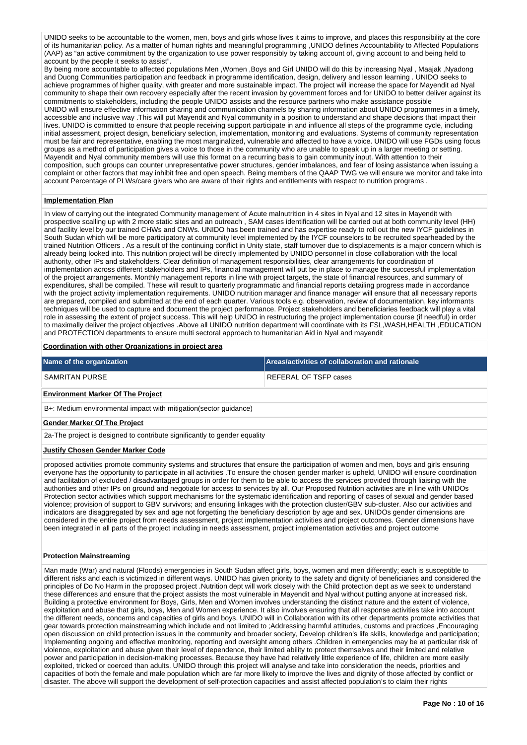UNIDO seeks to be accountable to the women, men, boys and girls whose lives it aims to improve, and places this responsibility at the core of its humanitarian policy. As a matter of human rights and meaningful programming ,UNIDO defines Accountability to Affected Populations (AAP) as "an active commitment by the organization to use power responsibly by taking account of, giving account to and being held to account by the people it seeks to assist".
By being more accountable to affected populations Men ,Women ,Boys and Girl UNIDO will do this by increasing Nyal , Maajak ,Nyadong and Duong Communities participation and feedback in programme identification, design, delivery and lesson learning . UNIDO seeks to achieve programmes of higher quality, with greater and more sustainable impact. The project will increase the space for Mayendit ad Nyal community to shape their own recovery especially after the recent invasion by government forces and for UNIDO to better deliver against its commitments to stakeholders, including the people UNIDO assists and the resource partners who make assistance possible
UNIDO will ensure effective information sharing and communication channels by sharing information about UNIDO programmes in a timely, accessible and inclusive way .This will put Mayendit and Nyal community in a position to understand and shape decisions that impact their lives. UNIDO is committed to ensure that people receiving support participate in and influence all steps of the programme cycle, including initial assessment, project design, beneficiary selection, implementation, monitoring and evaluations. Systems of community representation must be fair and representative, enabling the most marginalized, vulnerable and affected to have a voice. UNIDO will use FGDs using focus groups as a method of participation gives a voice to those in the community who are unable to speak up in a larger meeting or setting. Mayendit and Nyal community members will use this format on a recurring basis to gain community input. With attention to their composition, such groups can counter unrepresentative power structures, gender imbalances, and fear of losing assistance when issuing a complaint or other factors that may inhibit free and open speech. Being members of the QAAP TWG we will ensure we monitor and take into account Percentage of PLWs/care givers who are aware of their rights and entitlements with respect to nutrition programs .

**Implementation Plan**

In view of carrying out the integrated Community management of Acute malnutrition in 4 sites in Nyal and 12 sites in Mayendit with prospective scalling up with 2 more static sites and an outreach , SAM cases identification will be carried out at both community level (HH) and facility level by our trained CHWs and CNWs. UNIDO has been trained and has expertise ready to roll out the new IYCF guidelines in South Sudan which will be more participatory at community level implemented by the IYCF counselors to be recruited spearheaded by the trained Nutrition Officers . As a result of the continuing conflict in Unity state, staff turnover due to displacements is a major concern which is already being looked into. This nutrition project will be directly implemented by UNIDO personnel in close collaboration with the local authority, other IPs and stakeholders. Clear definition of management responsibilities, clear arrangements for coordination of implementation across different stakeholders and IPs, financial management will put be in place to manage the successful implementation of the project arrangements. Monthly management reports in line with project targets, the state of financial resources, and summary of expenditures, shall be compiled. These will result to quarterly programmatic and financial reports detailing progress made in accordance with the project activity implementation requirements. UNIDO nutrition manager and finance manager will ensure that all necessary reports are prepared, compiled and submitted at the end of each quarter. Various tools e.g. observation, review of documentation, key informants techniques will be used to capture and document the project performance. Project stakeholders and beneficiaries feedback will play a vital role in assessing the extent of project success. This will help UNIDO in restructuring the project implementation course (if needful) in order to maximally deliver the project objectives .Above all UNIDO nutrition department will coordinate with its FSL,WASH,HEALTH ,EDUCATION and PROTECTION departments to ensure multi sectoral approach to humanitarian Aid in Nyal and mayendit

**Coordination with other Organizations in project area**

| Name of the organization | Areas/activities of collaboration and rationale |
| --- | --- |
| SAMRITAN PURSE | REFERAL OF TSFP cases |

**Environment Marker Of The Project**

B+: Medium environmental impact with mitigation(sector guidance)

**Gender Marker Of The Project**

2a-The project is designed to contribute significantly to gender equality

**Justify Chosen Gender Marker Code**

proposed activities promote community systems and structures that ensure the participation of women and men, boys and girls ensuring everyone has the opportunity to participate in all activities .To ensure the chosen gender marker is upheld, UNIDO will ensure coordination and facilitation of excluded / disadvantaged groups in order for them to be able to access the services provided through liaising with the authorities and other IPs on ground and negotiate for access to services by all. Our Proposed Nutrition activities are in line with UNIDOs Protection sector activities which support mechanisms for the systematic identification and reporting of cases of sexual and gender based violence; provision of support to GBV survivors; and ensuring linkages with the protection cluster/GBV sub-cluster. Also our activities and indicators are disaggregated by sex and age not forgetting the beneficiary description by age and sex. UNIDOs gender dimensions are considered in the entire project from needs assessment, project implementation activities and project outcomes. Gender dimensions have been integrated in all parts of the project including in needs assessment, project implementation activities and project outcome

**Protection Mainstreaming**

Man made (War) and natural (Floods) emergencies in South Sudan affect girls, boys, women and men differently; each is susceptible to different risks and each is victimized in different ways. UNIDO has given priority to the safety and dignity of beneficiaries and considered the principles of Do No Harm in the proposed project .Nutrition dept will work closely with the Child protection dept as we seek to understand these differences and ensure that the project assists the most vulnerable in Mayendit and Nyal without putting anyone at increased risk. Building a protective environment for Boys, Girls, Men and Women involves understanding the distinct nature and the extent of violence, exploitation and abuse that girls, boys, Men and Women experience. It also involves ensuring that all response activities take into account the different needs, concerns and capacities of girls and boys. UNIDO will in Collaboration with its other departments promote activities that gear towards protection mainstreaming which include and not limited to ;Addressing harmful attitudes, customs and practices ,Encouraging open discussion on child protection issues in the community and broader society, Develop children's life skills, knowledge and participation; Implementing ongoing and effective monitoring, reporting and oversight among others .Children in emergencies may be at particular risk of violence, exploitation and abuse given their level of dependence, their limited ability to protect themselves and their limited and relative power and participation in decision-making processes. Because they have had relatively little experience of life, children are more easily exploited, tricked or coerced than adults. UNIDO through this project will analyse and take into consideration the needs, priorities and capacities of both the female and male population which are far more likely to improve the lives and dignity of those affected by conflict or disaster. The above will support the development of self-protection capacities and assist affected population's to claim their rights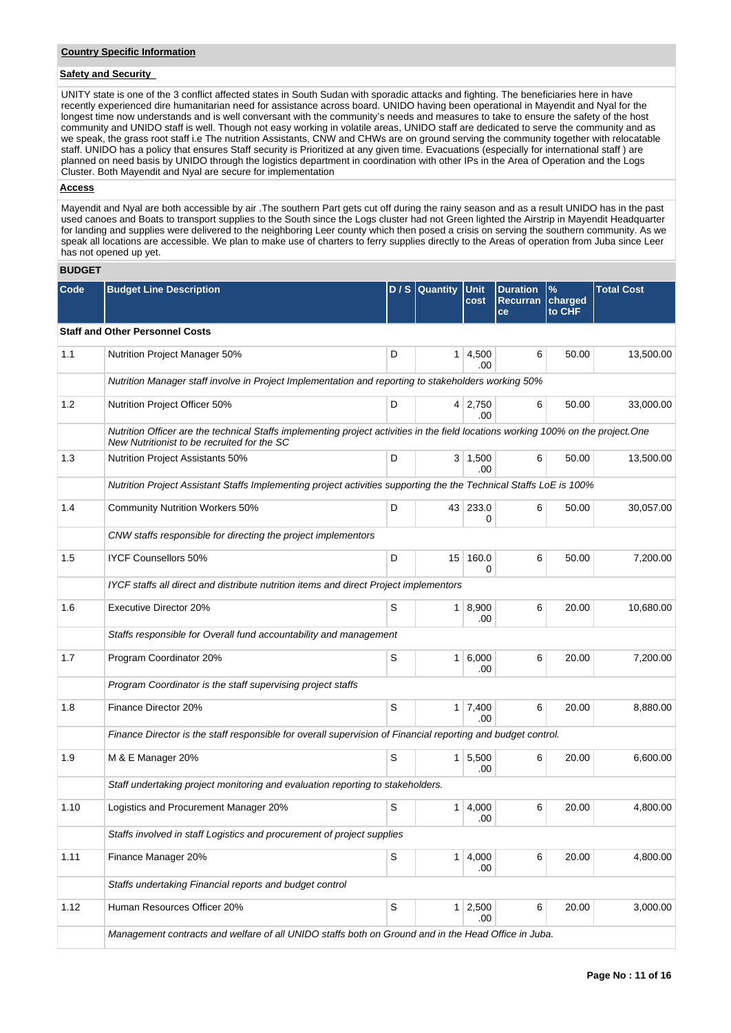**Country Specific Information**

**Safety and Security**

UNITY state is one of the 3 conflict affected states in South Sudan with sporadic attacks and fighting. The beneficiaries here in have recently experienced dire humanitarian need for assistance across board. UNIDO having been operational in Mayendit and Nyal for the longest time now understands and is well conversant with the community's needs and measures to take to ensure the safety of the host community and UNIDO staff is well. Though not easy working in volatile areas, UNIDO staff are dedicated to serve the community and as we speak, the grass root staff i.e The nutrition Assistants, CNW and CHWs are on ground serving the community together with relocatable staff. UNIDO has a policy that ensures Staff security is Prioritized at any given time. Evacuations (especially for international staff ) are planned on need basis by UNIDO through the logistics department in coordination with other IPs in the Area of Operation and the Logs Cluster. Both Mayendit and Nyal are secure for implementation

**Access**

Mayendit and Nyal are both accessible by air .The southern Part gets cut off during the rainy season and as a result UNIDO has in the past used canoes and Boats to transport supplies to the South since the Logs cluster had not Green lighted the Airstrip in Mayendit Headquarter for landing and supplies were delivered to the neighboring Leer county which then posed a crisis on serving the southern community. As we speak all locations are accessible. We plan to make use of charters to ferry supplies directly to the Areas of operation from Juba since Leer has not opened up yet.

**BUDGET**

| Code | Budget Line Description | D / S | Quantity | Unit cost | Duration Recurrance | % charged to CHF | Total Cost |
|---|---|---|---|---|---|---|---|
| **Staff and Other Personnel Costs** | | | | | | | |
| 1.1 | Nutrition Project Manager 50% | D | 1 | 4,500.00 | 6 | 50.00 | 13,500.00 |
| | *Nutrition Manager staff involve in Project Implementation and reporting to stakeholders working 50%* | | | | | | |
| 1.2 | Nutrition Project Officer 50% | D | 4 | 2,750.00 | 6 | 50.00 | 33,000.00 |
| | *Nutrition Officer are the technical Staffs implementing project activities in the field locations working 100% on the project.One New Nutritionist to be recruited for the SC* | | | | | | |
| 1.3 | Nutrition Project Assistants 50% | D | 3 | 1,500.00 | 6 | 50.00 | 13,500.00 |
| | *Nutrition Project Assistant Staffs Implementing project activities supporting the the Technical Staffs LoE is 100%* | | | | | | |
| 1.4 | Community Nutrition Workers 50% | D | 43 | 233.00 | 6 | 50.00 | 30,057.00 |
| | *CNW staffs responsible for directing the project implementors* | | | | | | |
| 1.5 | IYCF Counsellors 50% | D | 15 | 160.00 | 6 | 50.00 | 7,200.00 |
| | *IYCF staffs all direct and distribute nutrition items and direct Project implementors* | | | | | | |
| 1.6 | Executive Director 20% | S | 1 | 8,900.00 | 6 | 20.00 | 10,680.00 |
| | *Staffs responsible for Overall fund accountability and management* | | | | | | |
| 1.7 | Program Coordinator 20% | S | 1 | 6,000.00 | 6 | 20.00 | 7,200.00 |
| | *Program Coordinator is the staff supervising project staffs* | | | | | | |
| 1.8 | Finance Director 20% | S | 1 | 7,400.00 | 6 | 20.00 | 8,880.00 |
| | *Finance Director is the staff responsible for overall supervision of Financial reporting and budget control.* | | | | | | |
| 1.9 | M & E Manager 20% | S | 1 | 5,500.00 | 6 | 20.00 | 6,600.00 |
| | *Staff undertaking project monitoring and evaluation reporting to stakeholders.* | | | | | | |
| 1.10 | Logistics and Procurement Manager 20% | S | 1 | 4,000.00 | 6 | 20.00 | 4,800.00 |
| | *Staffs involved in staff Logistics and procurement of project supplies* | | | | | | |
| 1.11 | Finance Manager 20% | S | 1 | 4,000.00 | 6 | 20.00 | 4,800.00 |
| | *Staffs undertaking Financial reports and budget control* | | | | | | |
| 1.12 | Human Resources Officer 20% | S | 1 | 2,500.00 | 6 | 20.00 | 3,000.00 |
| | *Management contracts and welfare of all UNIDO staffs both on Ground and in the Head Office in Juba.* | | | | | | |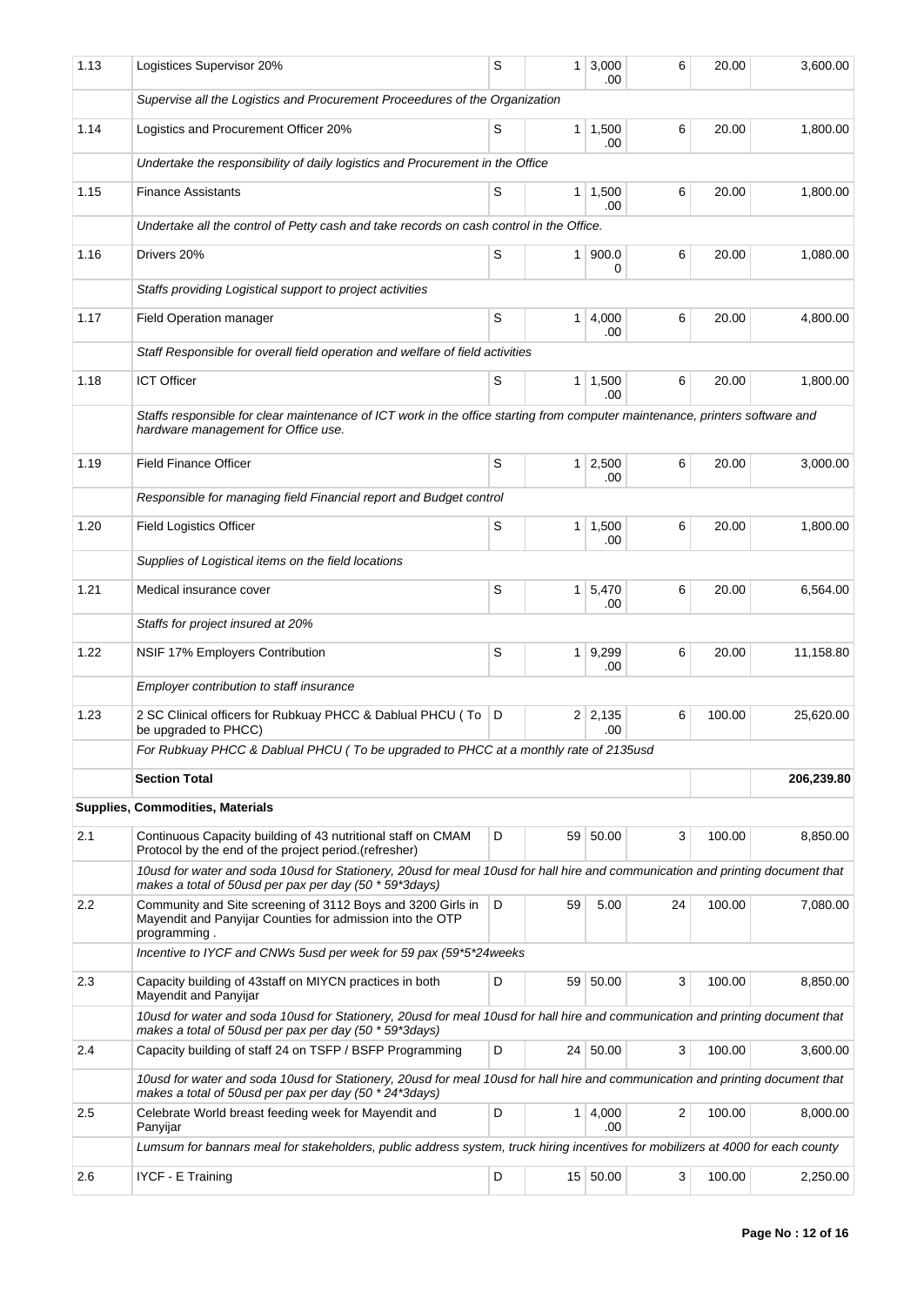| | | | | | | | |
|---|---|---|---|---|---|---|---|
| 1.13 | Logistices Supervisor 20% | S | 1 | 3,000.00 | 6 | 20.00 | 3,600.00 |
| | *Supervise all the Logistics and Procurement Proceedures of the Organization* | | | | | | |
| 1.14 | Logistics and Procurement Officer 20% | S | 1 | 1,500.00 | 6 | 20.00 | 1,800.00 |
| | *Undertake the responsibility of daily logistics and Procurement in the Office* | | | | | | |
| 1.15 | Finance Assistants | S | 1 | 1,500.00 | 6 | 20.00 | 1,800.00 |
| | *Undertake all the control of Petty cash and take records on cash control in the Office.* | | | | | | |
| 1.16 | Drivers 20% | S | 1 | 900.00 | 6 | 20.00 | 1,080.00 |
| | *Staffs providing Logistical support to project activities* | | | | | | |
| 1.17 | Field Operation manager | S | 1 | 4,000.00 | 6 | 20.00 | 4,800.00 |
| | *Staff Responsible for overall field operation and welfare of field activities* | | | | | | |
| 1.18 | ICT Officer | S | 1 | 1,500.00 | 6 | 20.00 | 1,800.00 |
| | *Staffs responsible for clear maintenance of ICT work in the office starting from computer maintenance, printers software and hardware management for Office use.* | | | | | | |
| 1.19 | Field Finance Officer | S | 1 | 2,500.00 | 6 | 20.00 | 3,000.00 |
| | *Responsible for managing field Financial report and Budget control* | | | | | | |
| 1.20 | Field Logistics Officer | S | 1 | 1,500.00 | 6 | 20.00 | 1,800.00 |
| | *Supplies of Logistical items on the field locations* | | | | | | |
| 1.21 | Medical insurance cover | S | 1 | 5,470.00 | 6 | 20.00 | 6,564.00 |
| | *Staffs for project insured at 20%* | | | | | | |
| 1.22 | NSIF 17% Employers Contribution | S | 1 | 9,299.00 | 6 | 20.00 | 11,158.80 |
| | *Employer contribution to staff insurance* | | | | | | |
| 1.23 | 2 SC Clinical officers for Rubkuay PHCC & Dablual PHCU ( To be upgraded to PHCC) | D | 2 | 2,135.00 | 6 | 100.00 | 25,620.00 |
| | *For Rubkuay PHCC & Dablual PHCU ( To be upgraded to PHCC at a monthly rate of 2135usd* | | | | | | |
| | **Section Total** | | | | | | **206,239.80** |
| **Supplies, Commodities, Materials** | | | | | | | |
| 2.1 | Continuous Capacity building of 43 nutritional staff on CMAM Protocol by the end of the project period.(refresher) | D | 59 | 50.00 | 3 | 100.00 | 8,850.00 |
| | *10usd for water and soda 10usd for Stationery, 20usd for meal 10usd for hall hire and communication and printing document that makes a total of 50usd per pax per day (50 * 59*3days)* | | | | | | |
| 2.2 | Community and Site screening of 3112 Boys and 3200 Girls in Mayendit and Panyijar Counties for admission into the OTP programming . | D | 59 | 5.00 | 24 | 100.00 | 7,080.00 |
| | *Incentive to IYCF and CNWs 5usd per week for 59 pax (59*5*24weeks* | | | | | | |
| 2.3 | Capacity building of 43staff on MIYCN practices in both Mayendit and Panyijar | D | 59 | 50.00 | 3 | 100.00 | 8,850.00 |
| | *10usd for water and soda 10usd for Stationery, 20usd for meal 10usd for hall hire and communication and printing document that makes a total of 50usd per pax per day (50 * 59*3days)* | | | | | | |
| 2.4 | Capacity building of staff 24 on TSFP / BSFP Programming | D | 24 | 50.00 | 3 | 100.00 | 3,600.00 |
| | *10usd for water and soda 10usd for Stationery, 20usd for meal 10usd for hall hire and communication and printing document that makes a total of 50usd per pax per day (50 * 24*3days)* | | | | | | |
| 2.5 | Celebrate World breast feeding week for Mayendit and Panyijar | D | 1 | 4,000.00 | 2 | 100.00 | 8,000.00 |
| | *Lumsum for bannars meal for stakeholders, public address system, truck hiring incentives for mobilizers at 4000 for each county* | | | | | | |
| 2.6 | IYCF - E Training | D | 15 | 50.00 | 3 | 100.00 | 2,250.00 |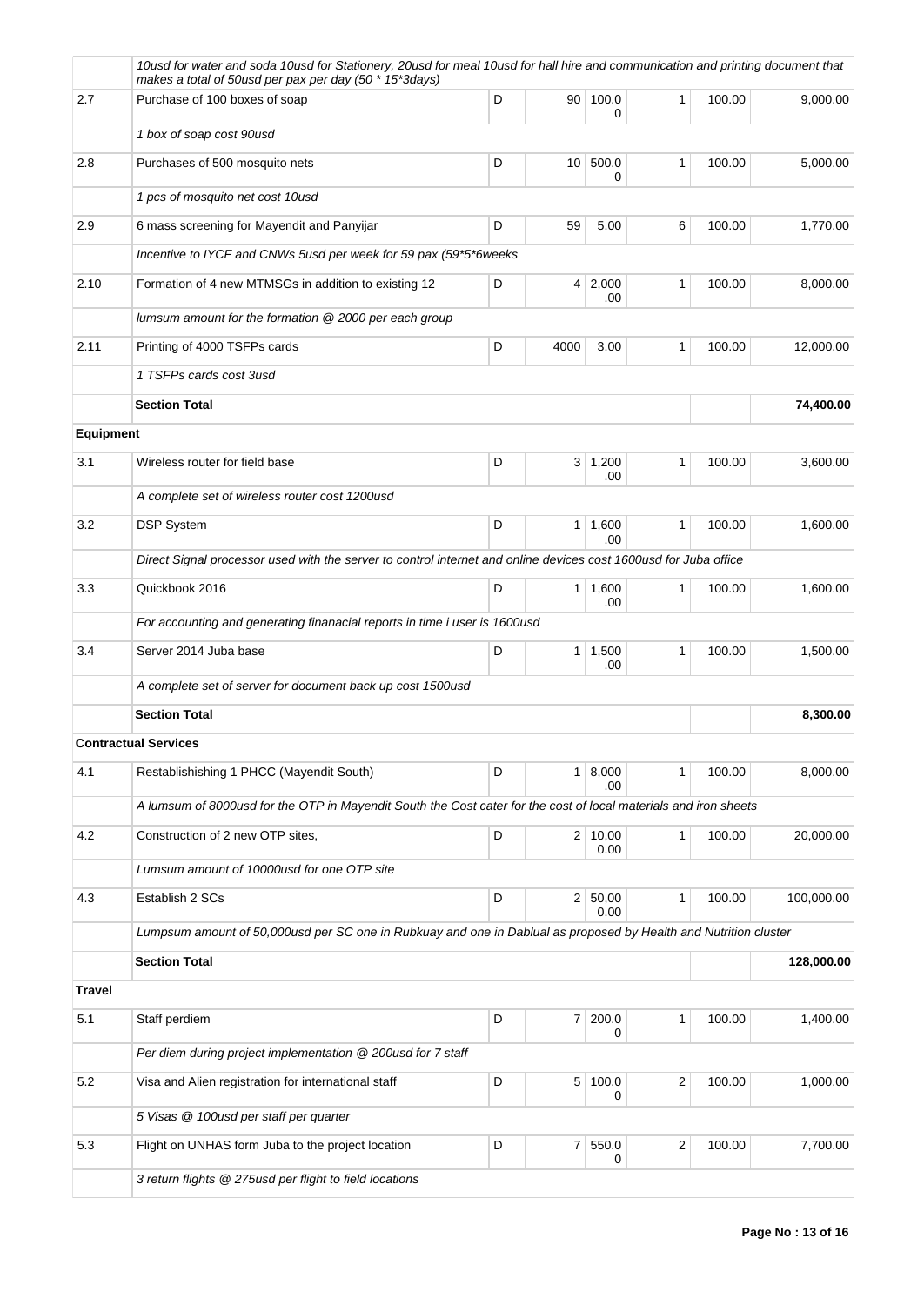| | | | | | | | |
|---|---|---|---|---|---|---|---|
| | *10usd for water and soda 10usd for Stationery, 20usd for meal 10usd for hall hire and communication and printing document that makes a total of 50usd per pax per day (50 * 15*3days)* | | | | | | |
| 2.7 | Purchase of 100 boxes of soap | D | 90 | 100.00 | 1 | 100.00 | 9,000.00 |
| | *1 box of soap cost 90usd* | | | | | | |
| 2.8 | Purchases of 500 mosquito nets | D | 10 | 500.00 | 1 | 100.00 | 5,000.00 |
| | *1 pcs of mosquito net cost 10usd* | | | | | | |
| 2.9 | 6 mass screening for Mayendit and Panyijar | D | 59 | 5.00 | 6 | 100.00 | 1,770.00 |
| | *Incentive to IYCF and CNWs 5usd per week for 59 pax (59*5*6weeks* | | | | | | |
| 2.10 | Formation of 4 new MTMSGs in addition to existing 12 | D | 4 | 2,000.00 | 1 | 100.00 | 8,000.00 |
| | *lumsum amount for the formation @ 2000 per each group* | | | | | | |
| 2.11 | Printing of 4000 TSFPs cards | D | 4000 | 3.00 | 1 | 100.00 | 12,000.00 |
| | *1 TSFPs cards cost 3usd* | | | | | | |
| | **Section Total** | | | | | | **74,400.00** |
| **Equipment** | | | | | | | |
| 3.1 | Wireless router for field base | D | 3 | 1,200.00 | 1 | 100.00 | 3,600.00 |
| | *A complete set of wireless router cost 1200usd* | | | | | | |
| 3.2 | DSP System | D | 1 | 1,600.00 | 1 | 100.00 | 1,600.00 |
| | *Direct Signal processor used with the server to control internet and online devices cost 1600usd for Juba office* | | | | | | |
| 3.3 | Quickbook 2016 | D | 1 | 1,600.00 | 1 | 100.00 | 1,600.00 |
| | *For accounting and generating finanacial reports in time i user is 1600usd* | | | | | | |
| 3.4 | Server 2014 Juba base | D | 1 | 1,500.00 | 1 | 100.00 | 1,500.00 |
| | *A complete set of server for document back up cost 1500usd* | | | | | | |
| | **Section Total** | | | | | | **8,300.00** |
| **Contractual Services** | | | | | | | |
| 4.1 | Restablishishing 1 PHCC (Mayendit South) | D | 1 | 8,000.00 | 1 | 100.00 | 8,000.00 |
| | *A lumsum of 8000usd for the OTP in Mayendit South the Cost cater for the cost of local materials and iron sheets* | | | | | | |
| 4.2 | Construction of 2 new OTP sites, | D | 2 | 10,000.00 | 1 | 100.00 | 20,000.00 |
| | *Lumsum amount of 10000usd for one OTP site* | | | | | | |
| 4.3 | Establish 2 SCs | D | 2 | 50,000.00 | 1 | 100.00 | 100,000.00 |
| | *Lumpsum amount of 50,000usd per SC one in Rubkuay and one in Dablual as proposed by Health and Nutrition cluster* | | | | | | |
| | **Section Total** | | | | | | **128,000.00** |
| **Travel** | | | | | | | |
| 5.1 | Staff perdiem | D | 7 | 200.00 | 1 | 100.00 | 1,400.00 |
| | *Per diem during project implementation @ 200usd for 7 staff* | | | | | | |
| 5.2 | Visa and Alien registration for international staff | D | 5 | 100.00 | 2 | 100.00 | 1,000.00 |
| | *5 Visas @ 100usd per staff per quarter* | | | | | | |
| 5.3 | Flight on UNHAS form Juba to the project location | D | 7 | 550.00 | 2 | 100.00 | 7,700.00 |
| | *3 return flights @ 275usd per flight to field locations* | | | | | | |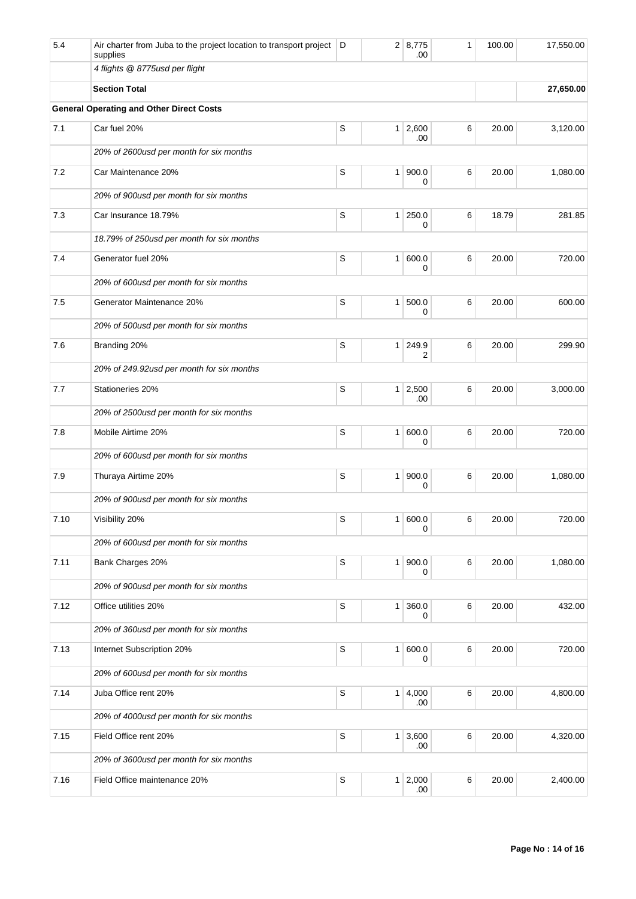| | | | | | | | |
|---|---|---|---|---|---|---|---|
| 5.4 | Air charter from Juba to the project location to transport project supplies | D | 2 | 8,775.00 | 1 | 100.00 | 17,550.00 |
| | *4 flights @ 8775usd per flight* | | | | | | |
| | **Section Total** | | | | | | **27,650.00** |
| **General Operating and Other Direct Costs** | | | | | | | |
| 7.1 | Car fuel 20% | S | 1 | 2,600.00 | 6 | 20.00 | 3,120.00 |
| | *20% of 2600usd per month for six months* | | | | | | |
| 7.2 | Car Maintenance 20% | S | 1 | 900.00 | 6 | 20.00 | 1,080.00 |
| | *20% of 900usd per month for six months* | | | | | | |
| 7.3 | Car Insurance 18.79% | S | 1 | 250.00 | 6 | 18.79 | 281.85 |
| | *18.79% of 250usd per month for six months* | | | | | | |
| 7.4 | Generator fuel 20% | S | 1 | 600.00 | 6 | 20.00 | 720.00 |
| | *20% of 600usd per month for six months* | | | | | | |
| 7.5 | Generator Maintenance 20% | S | 1 | 500.00 | 6 | 20.00 | 600.00 |
| | *20% of 500usd per month for six months* | | | | | | |
| 7.6 | Branding 20% | S | 1 | 249.92 | 6 | 20.00 | 299.90 |
| | *20% of 249.92usd per month for six months* | | | | | | |
| 7.7 | Stationeries 20% | S | 1 | 2,500.00 | 6 | 20.00 | 3,000.00 |
| | *20% of 2500usd per month for six months* | | | | | | |
| 7.8 | Mobile Airtime 20% | S | 1 | 600.00 | 6 | 20.00 | 720.00 |
| | *20% of 600usd per month for six months* | | | | | | |
| 7.9 | Thuraya Airtime 20% | S | 1 | 900.00 | 6 | 20.00 | 1,080.00 |
| | *20% of 900usd per month for six months* | | | | | | |
| 7.10 | Visibility 20% | S | 1 | 600.00 | 6 | 20.00 | 720.00 |
| | *20% of 600usd per month for six months* | | | | | | |
| 7.11 | Bank Charges 20% | S | 1 | 900.00 | 6 | 20.00 | 1,080.00 |
| | *20% of 900usd per month for six months* | | | | | | |
| 7.12 | Office utilities 20% | S | 1 | 360.00 | 6 | 20.00 | 432.00 |
| | *20% of 360usd per month for six months* | | | | | | |
| 7.13 | Internet Subscription 20% | S | 1 | 600.00 | 6 | 20.00 | 720.00 |
| | *20% of 600usd per month for six months* | | | | | | |
| 7.14 | Juba Office rent 20% | S | 1 | 4,000.00 | 6 | 20.00 | 4,800.00 |
| | *20% of 4000usd per month for six months* | | | | | | |
| 7.15 | Field Office rent 20% | S | 1 | 3,600.00 | 6 | 20.00 | 4,320.00 |
| | *20% of 3600usd per month for six months* | | | | | | |
| 7.16 | Field Office maintenance 20% | S | 1 | 2,000.00 | 6 | 20.00 | 2,400.00 |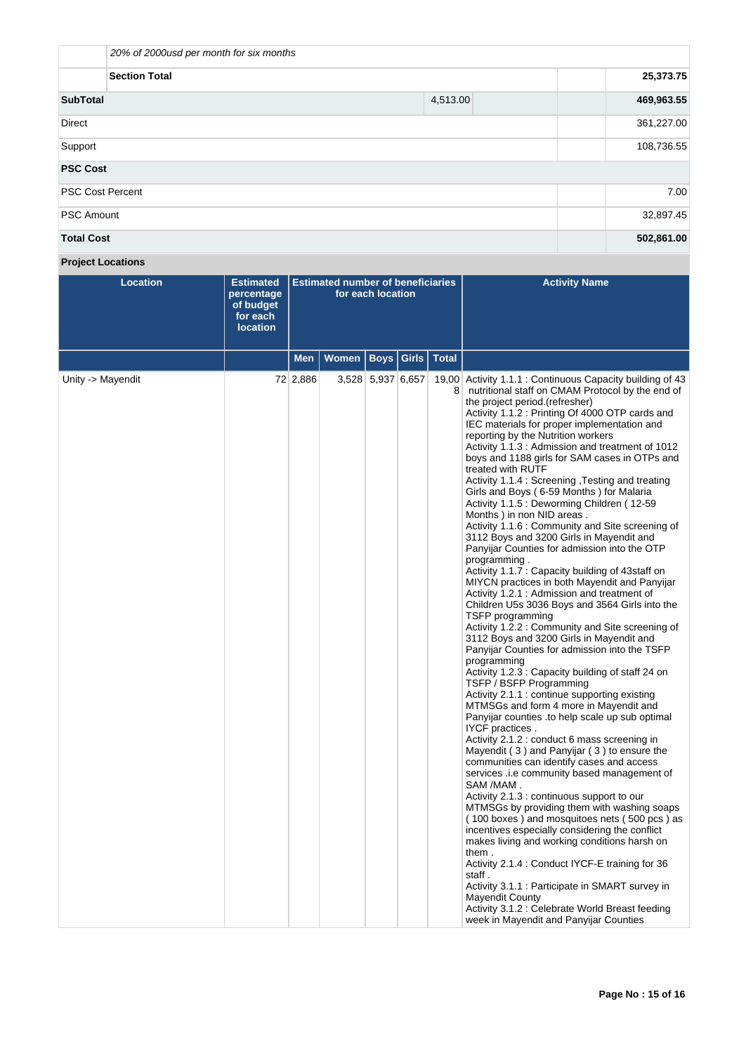| | | | | |
|---|---|---|---|---|
| | *20% of 2000usd per month for six months* | | | |
| | **Section Total** | | | **25,373.75** |
| **SubTotal** | | 4,513.00 | | **469,963.55** |
| Direct | | | | 361,227.00 |
| Support | | | | 108,736.55 |
| **PSC Cost** | | | | |
| PSC Cost Percent | | | | 7.00 |
| PSC Amount | | | | 32,897.45 |
| **Total Cost** | | | | **502,861.00** |

**Project Locations**

| Location | Estimated percentage of budget for each location | Estimated number of beneficiaries for each location | | | | | Activity Name |
|---|---|---|---|---|---|---|---|
| | | Men | Women | Boys | Girls | Total | |
| Unity -> Mayendit | 72 | 2,886 | 3,528 | 5,937 | 6,657 | 19,008 | Activity 1.1.1 : Continuous Capacity building of 43 nutritional staff on CMAM Protocol by the end of the project period.(refresher)<br>Activity 1.1.2 : Printing Of 4000 OTP cards and IEC materials for proper implementation and reporting by the Nutrition workers<br>Activity 1.1.3 : Admission and treatment of 1012 boys and 1188 girls for SAM cases in OTPs and treated with RUTF<br>Activity 1.1.4 : Screening ,Testing and treating Girls and Boys ( 6-59 Months ) for Malaria<br>Activity 1.1.5 : Deworming Children ( 12-59 Months ) in non NID areas .<br>Activity 1.1.6 : Community and Site screening of 3112 Boys and 3200 Girls in Mayendit and Panyijar Counties for admission into the OTP programming .<br>Activity 1.1.7 : Capacity building of 43staff on MIYCN practices in both Mayendit and Panyijar<br>Activity 1.2.1 : Admission and treatment of Children U5s 3036 Boys and 3564 Girls into the TSFP programming<br>Activity 1.2.2 : Community and Site screening of 3112 Boys and 3200 Girls in Mayendit and Panyijar Counties for admission into the TSFP programming<br>Activity 1.2.3 : Capacity building of staff 24 on TSFP / BSFP Programming<br>Activity 2.1.1 : continue supporting existing MTMSGs and form 4 more in Mayendit and Panyijar counties .to help scale up sub optimal IYCF practices .<br>Activity 2.1.2 : conduct 6 mass screening in Mayendit ( 3 ) and Panyijar ( 3 ) to ensure the communities can identify cases and access services .i.e community based management of SAM /MAM .<br>Activity 2.1.3 : continuous support to our MTMSGs by providing them with washing soaps ( 100 boxes ) and mosquitoes nets ( 500 pcs ) as incentives especially considering the conflict makes living and working conditions harsh on them .<br>Activity 2.1.4 : Conduct IYCF-E training for 36 staff .<br>Activity 3.1.1 : Participate in SMART survey in Mayendit County<br>Activity 3.1.2 : Celebrate World Breast feeding week in Mayendit and Panyijar Counties |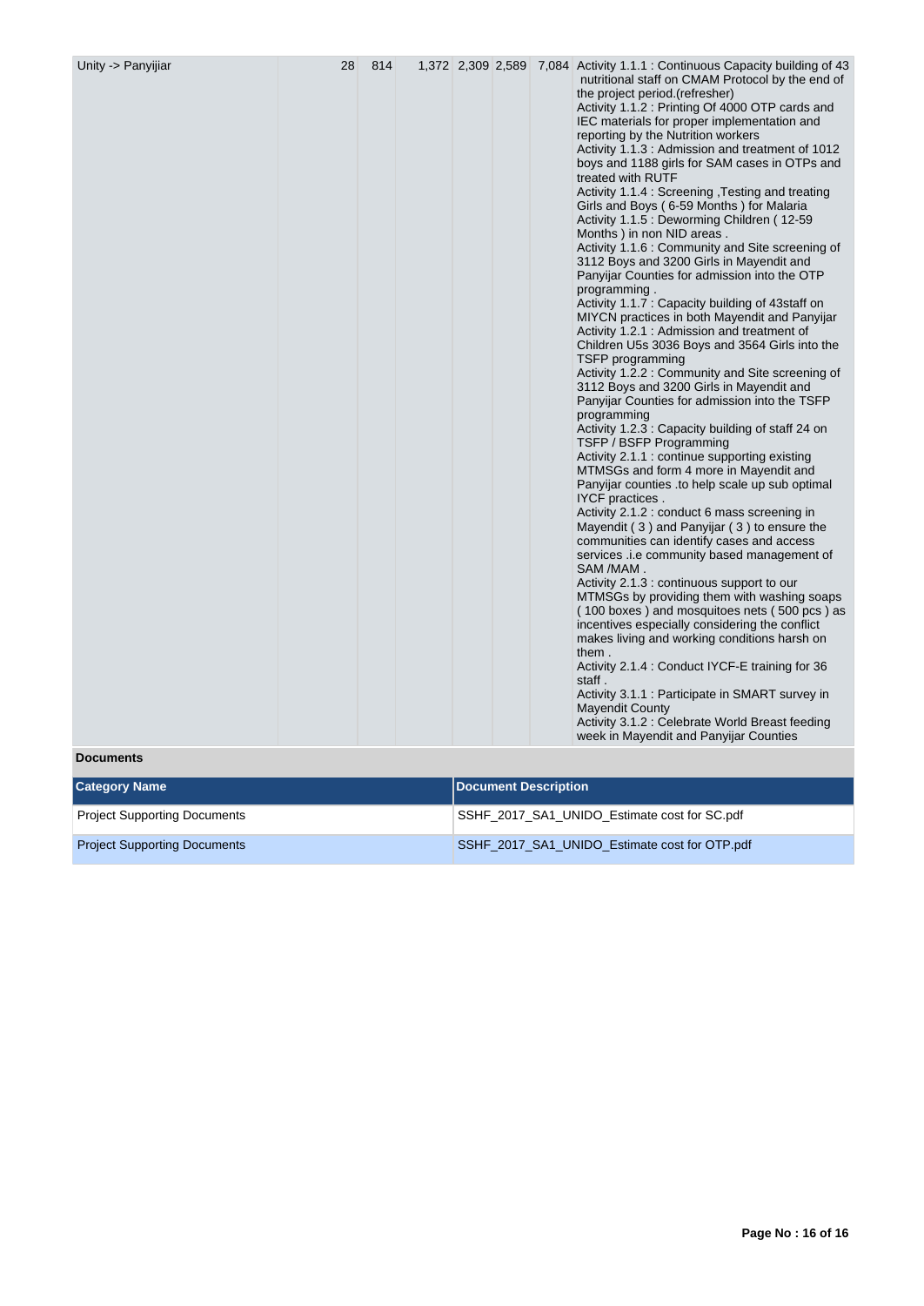| | | | | | | | | |
|---|---|---|---|---|---|---|---|---|
| Unity -> Panyijiar | | 28 | 814 | | 1,372 | 2,309 | 2,589 | 7,084 | Activity 1.1.1 : Continuous Capacity building of 43 nutritional staff on CMAM Protocol by the end of the project period.(refresher)<br>Activity 1.1.2 : Printing Of 4000 OTP cards and IEC materials for proper implementation and reporting by the Nutrition workers<br>Activity 1.1.3 : Admission and treatment of 1012 boys and 1188 girls for SAM cases in OTPs and treated with RUTF<br>Activity 1.1.4 : Screening ,Testing and treating Girls and Boys ( 6-59 Months ) for Malaria<br>Activity 1.1.5 : Deworming Children ( 12-59 Months ) in non NID areas .<br>Activity 1.1.6 : Community and Site screening of 3112 Boys and 3200 Girls in Mayendit and Panyijar Counties for admission into the OTP programming .<br>Activity 1.1.7 : Capacity building of 43staff on MIYCN practices in both Mayendit and Panyijar<br>Activity 1.2.1 : Admission and treatment of Children U5s 3036 Boys and 3564 Girls into the TSFP programming<br>Activity 1.2.2 : Community and Site screening of 3112 Boys and 3200 Girls in Mayendit and Panyijar Counties for admission into the TSFP programming<br>Activity 1.2.3 : Capacity building of staff 24 on TSFP / BSFP Programming<br>Activity 2.1.1 : continue supporting existing MTMSGs and form 4 more in Mayendit and Panyijar counties .to help scale up sub optimal IYCF practices .<br>Activity 2.1.2 : conduct 6 mass screening in Mayendit ( 3 ) and Panyijar ( 3 ) to ensure the communities can identify cases and access services .i.e community based management of SAM /MAM .<br>Activity 2.1.3 : continuous support to our MTMSGs by providing them with washing soaps ( 100 boxes ) and mosquitoes nets ( 500 pcs ) as incentives especially considering the conflict makes living and working conditions harsh on them .<br>Activity 2.1.4 : Conduct IYCF-E training for 36 staff .<br>Activity 3.1.1 : Participate in SMART survey in Mayendit County<br>Activity 3.1.2 : Celebrate World Breast feeding week in Mayendit and Panyijar Counties |

**Documents**

| Category Name | Document Description |
|---|---|
| Project Supporting Documents | SSHF_2017_SA1_UNIDO_Estimate cost for SC.pdf |
| Project Supporting Documents | SSHF_2017_SA1_UNIDO_Estimate cost for OTP.pdf |